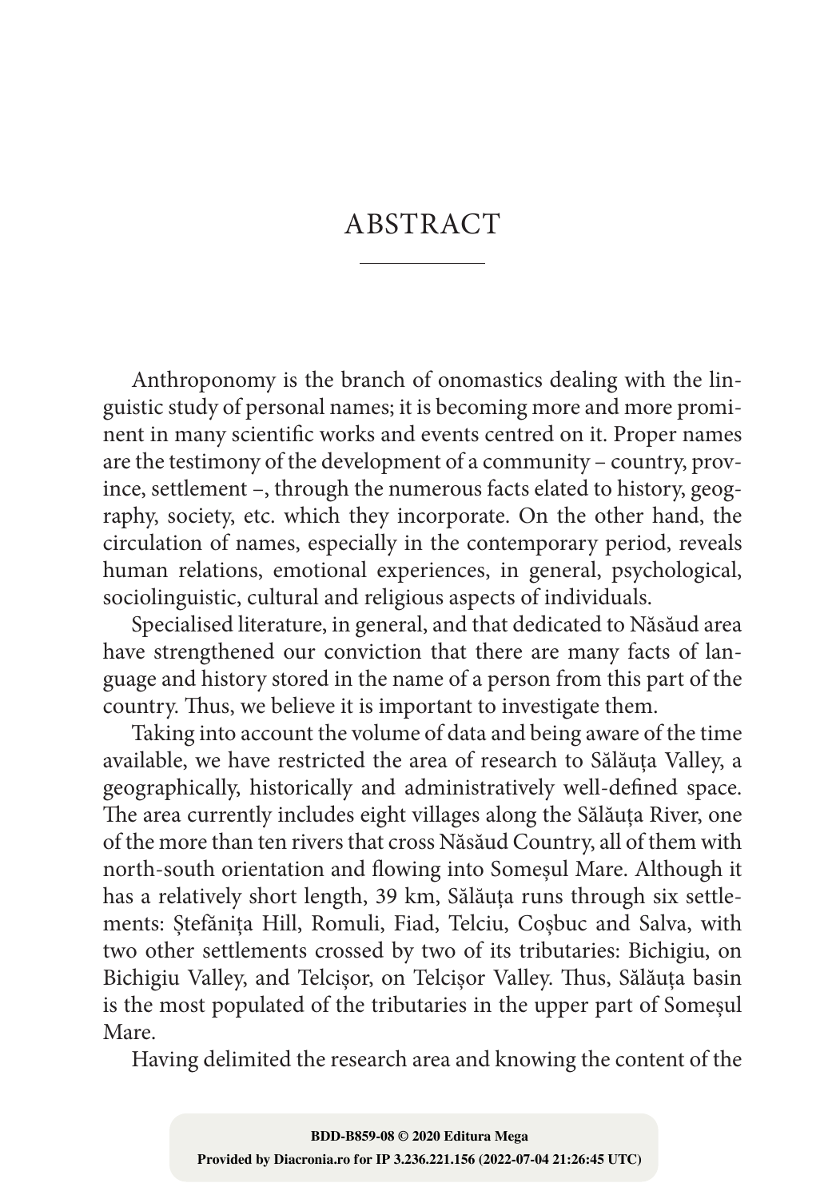# ABSTRACT

Anthroponomy is the branch of onomastics dealing with the linguistic study of personal names; it is becoming more and more prominent in many scientific works and events centred on it. Proper names are the testimony of the development of a community – country, province, settlement –, through the numerous facts elated to history, geography, society, etc. which they incorporate. On the other hand, the circulation of names, especially in the contemporary period, reveals human relations, emotional experiences, in general, psychological, sociolinguistic, cultural and religious aspects of individuals.

Specialised literature, in general, and that dedicated to Năsăud area have strengthened our conviction that there are many facts of language and history stored in the name of a person from this part of the country. Thus, we believe it is important to investigate them.

Taking into account the volume of data and being aware of the time available, we have restricted the area of research to Sălăuța Valley, a geographically, historically and administratively well-defined space. The area currently includes eight villages along the Sălăuța River, one of the more than ten rivers that cross Năsăud Country, all of them with north-south orientation and flowing into Someșul Mare. Although it has a relatively short length, 39 km, Sălăuța runs through six settlements: Ștefănița Hill, Romuli, Fiad, Telciu, Coșbuc and Salva, with two other settlements crossed by two of its tributaries: Bichigiu, on Bichigiu Valley, and Telcișor, on Telcișor Valley. Thus, Sălăuța basin is the most populated of the tributaries in the upper part of Someșul Mare.

Having delimited the research area and knowing the content of the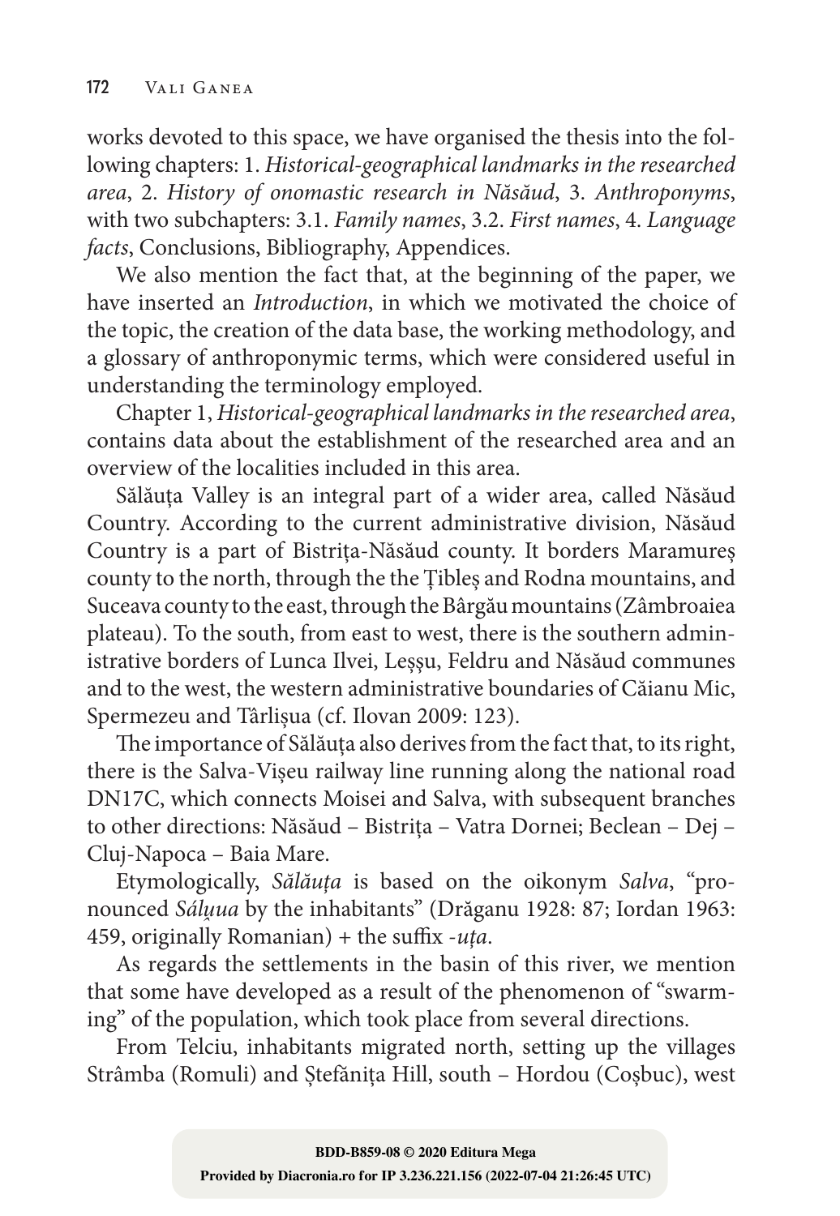works devoted to this space, we have organised the thesis into the following chapters: 1. *Historical-geographical landmarks in the researched area*, 2. *History of onomastic research in Năsăud*, 3. *Anthroponyms*, with two subchapters: 3.1. *Family names*, 3.2. *First names*, 4. *Language facts*, Conclusions, Bibliography, Appendices.

We also mention the fact that, at the beginning of the paper, we have inserted an *Introduction*, in which we motivated the choice of the topic, the creation of the data base, the working methodology, and a glossary of anthroponymic terms, which were considered useful in understanding the terminology employed.

Chapter 1, *Historical-geographical landmarks in the researched area*, contains data about the establishment of the researched area and an overview of the localities included in this area.

Sălăuța Valley is an integral part of a wider area, called Năsăud Country. According to the current administrative division, Năsăud Country is a part of Bistrița-Năsăud county. It borders Maramureș county to the north, through the the Țibleș and Rodna mountains, and Suceava county to the east, through the Bârgău mountains (Zâmbroaiea plateau). To the south, from east to west, there is the southern administrative borders of Lunca Ilvei, Leșșu, Feldru and Năsăud communes and to the west, the western administrative boundaries of Căianu Mic, Spermezeu and Târlișua (cf. Ilovan 2009: 123).

The importance of Sălăuța also derives from the fact that, to its right, there is the Salva-Vișeu railway line running along the national road DN17C, which connects Moisei and Salva, with subsequent branches to other directions: Năsăud – Bistrița – Vatra Dornei; Beclean – Dej – Cluj-Napoca – Baia Mare.

Etymologically, *Sălăuța* is based on the oikonym *Salva*, "pronounced *Sálu̯ua* by the inhabitants" (Drăganu 1928: 87; Iordan 1963: 459, originally Romanian) + the suffix *-uța*.

As regards the settlements in the basin of this river, we mention that some have developed as a result of the phenomenon of "swarming" of the population, which took place from several directions.

From Telciu, inhabitants migrated north, setting up the villages Strâmba (Romuli) and Ștefănița Hill, south – Hordou (Coșbuc), west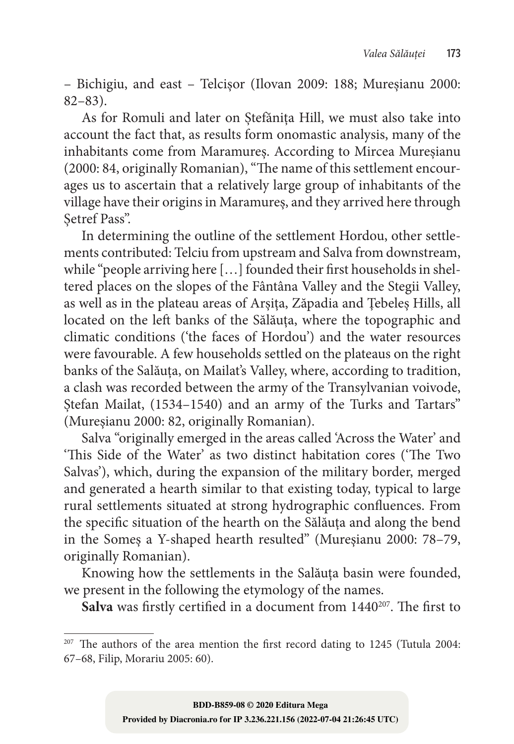– Bichigiu, and east – Telcișor (Ilovan 2009: 188; Mureșianu 2000: 82–83).

As for Romuli and later on Ștefănița Hill, we must also take into account the fact that, as results form onomastic analysis, many of the inhabitants come from Maramureș. According to Mircea Mureșianu (2000: 84, originally Romanian), "The name of this settlement encourages us to ascertain that a relatively large group of inhabitants of the village have their origins in Maramureș, and they arrived here through Șetref Pass".

In determining the outline of the settlement Hordou, other settlements contributed: Telciu from upstream and Salva from downstream, while "people arriving here […] founded their first households in sheltered places on the slopes of the Fântâna Valley and the Stegii Valley, as well as in the plateau areas of Arșița, Zăpadia and Țebeleș Hills, all located on the left banks of the Sălăuța, where the topographic and climatic conditions ('the faces of Hordou') and the water resources were favourable. A few households settled on the plateaus on the right banks of the Salăuța, on Mailat's Valley, where, according to tradition, a clash was recorded between the army of the Transylvanian voivode, Ștefan Mailat, (1534–1540) and an army of the Turks and Tartars" (Mureșianu 2000: 82, originally Romanian).

Salva "originally emerged in the areas called 'Across the Water' and 'This Side of the Water' as two distinct habitation cores ('The Two Salvas'), which, during the expansion of the military border, merged and generated a hearth similar to that existing today, typical to large rural settlements situated at strong hydrographic confluences. From the specific situation of the hearth on the Sălăuța and along the bend in the Someș a Y-shaped hearth resulted" (Mureșianu 2000: 78–79, originally Romanian).

Knowing how the settlements in the Salăuța basin were founded, we present in the following the etymology of the names.

**Salva** was firstly certified in a document from 1440[207]. The first to

[207] The authors of the area mention the first record dating to 1245 (Tutula 2004: 67–68, Filip, Morariu 2005: 60).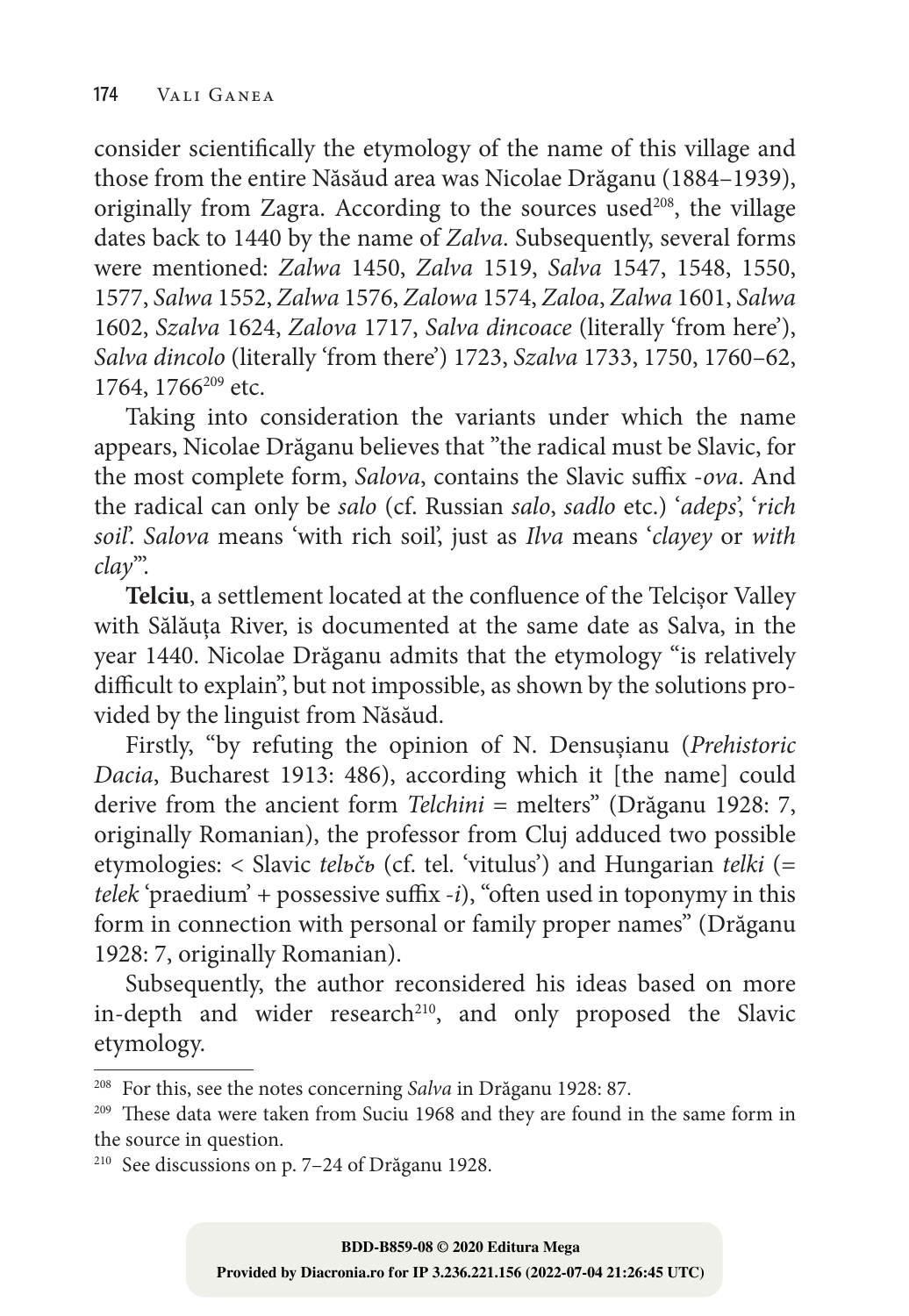consider scientifically the etymology of the name of this village and those from the entire Năsăud area was Nicolae Drăganu (1884–1939), originally from Zagra. According to the sources used[208], the village dates back to 1440 by the name of *Zalva*. Subsequently, several forms were mentioned: *Zalwa* 1450, *Zalva* 1519, *Salva* 1547, 1548, 1550, 1577, *Salwa* 1552, *Zalwa* 1576, *Zalowa* 1574, *Zaloa*, *Zalwa* 1601, *Salwa* 1602, *Szalva* 1624, *Zalova* 1717, *Salva dincoace* (literally 'from here'), *Salva dincolo* (literally 'from there') 1723, *Szalva* 1733, 1750, 1760–62, 1764, 1766[209] etc.

Taking into consideration the variants under which the name appears, Nicolae Drăganu believes that "the radical must be Slavic, for the most complete form, *Salova*, contains the Slavic suffix -*ova*. And the radical can only be *salo* (cf. Russian *salo*, *sadlo* etc.) '*adeps*', '*rich soil*'. *Salova* means 'with rich soil', just as *Ilva* means '*clayey* or *with clay*'".

**Telciu**, a settlement located at the confluence of the Telcișor Valley with Sălăuța River, is documented at the same date as Salva, in the year 1440. Nicolae Drăganu admits that the etymology "is relatively difficult to explain", but not impossible, as shown by the solutions provided by the linguist from Năsăud.

Firstly, "by refuting the opinion of N. Densușianu (*Prehistoric Dacia*, Bucharest 1913: 486), according which it [the name] could derive from the ancient form *Telchini* = melters" (Drăganu 1928: 7, originally Romanian), the professor from Cluj adduced two possible etymologies: < Slavic *telьčь* (cf. tel. 'vitulus') and Hungarian *telki* (= *telek* 'praedium' + possessive suffix -*i*), "often used in toponymy in this form in connection with personal or family proper names" (Drăganu 1928: 7, originally Romanian).

Subsequently, the author reconsidered his ideas based on more in-depth and wider research[210], and only proposed the Slavic etymology.

---

[208] For this, see the notes concerning *Salva* in Drăganu 1928: 87.

[209] These data were taken from Suciu 1968 and they are found in the same form in the source in question.

[210] See discussions on p. 7–24 of Drăganu 1928.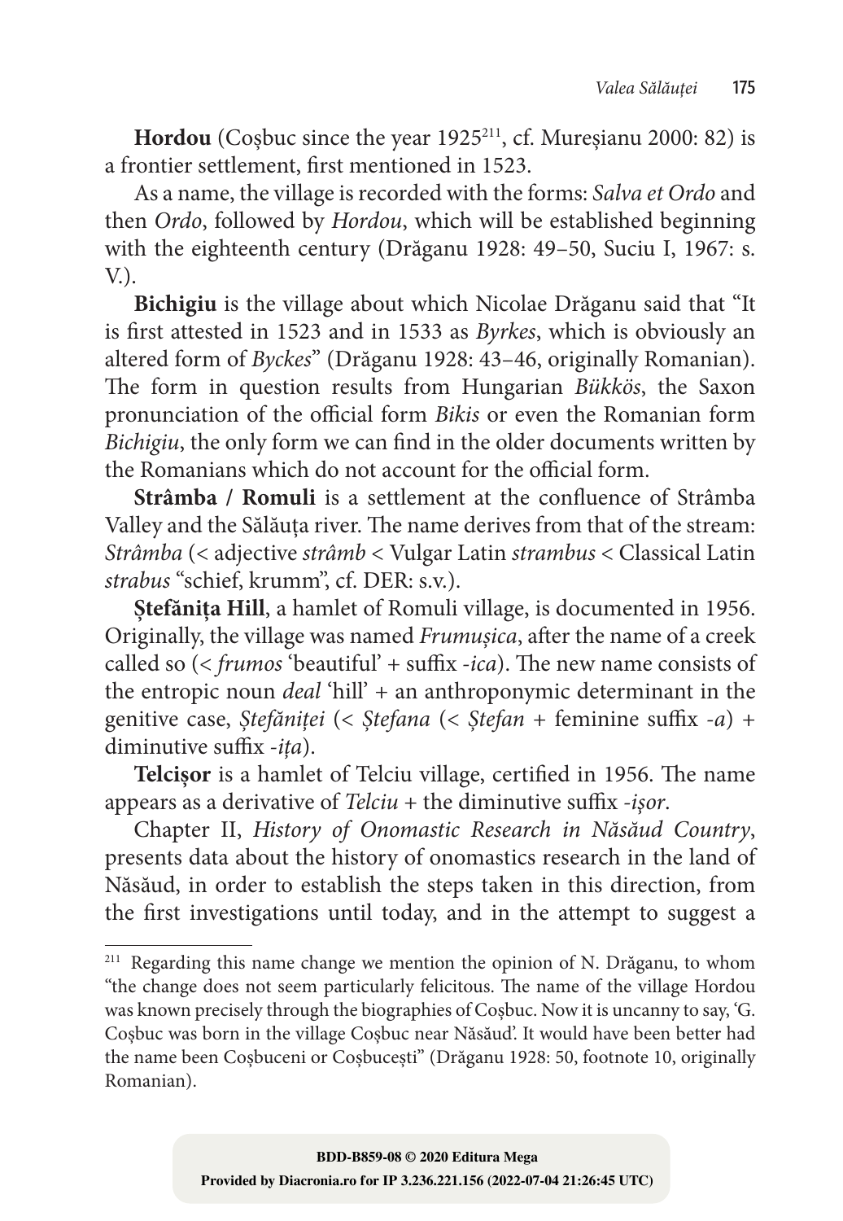**Hordou** (Coșbuc since the year 1925[211], cf. Mureșianu 2000: 82) is a frontier settlement, first mentioned in 1523.

As a name, the village is recorded with the forms: *Salva et Ordo* and then *Ordo*, followed by *Hordou*, which will be established beginning with the eighteenth century (Drăganu 1928: 49–50, Suciu I, 1967: s. V.).

**Bichigiu** is the village about which Nicolae Drăganu said that "It is first attested in 1523 and in 1533 as *Byrkes*, which is obviously an altered form of *Byckes*" (Drăganu 1928: 43–46, originally Romanian). The form in question results from Hungarian *Bükkös*, the Saxon pronunciation of the official form *Bikis* or even the Romanian form *Bichigiu*, the only form we can find in the older documents written by the Romanians which do not account for the official form.

**Strâmba / Romuli** is a settlement at the confluence of Strâmba Valley and the Sălăuța river. The name derives from that of the stream: *Strâmba* (< adjective *strâmb* < Vulgar Latin *strambus* < Classical Latin *strabus* "schief, krumm", cf. DER: s.v.).

**Ștefănița Hill**, a hamlet of Romuli village, is documented in 1956. Originally, the village was named *Frumușica*, after the name of a creek called so (< *frumos* 'beautiful' + suffix *-ica*). The new name consists of the entropic noun *deal* 'hill' + an anthroponymic determinant in the genitive case, *Ștefăniței* (< *Ștefana* (< *Ștefan* + feminine suffix *-a*) + diminutive suffix *-ița*).

**Telcișor** is a hamlet of Telciu village, certified in 1956. The name appears as a derivative of *Telciu* + the diminutive suffix *-işor*.

Chapter II, *History of Onomastic Research in Năsăud Country*, presents data about the history of onomastics research in the land of Năsăud, in order to establish the steps taken in this direction, from the first investigations until today, and in the attempt to suggest a

---

[211] Regarding this name change we mention the opinion of N. Drăganu, to whom "the change does not seem particularly felicitous. The name of the village Hordou was known precisely through the biographies of Coșbuc. Now it is uncanny to say, 'G. Coșbuc was born in the village Coșbuc near Năsăud'. It would have been better had the name been Coșbuceni or Coșbucești" (Drăganu 1928: 50, footnote 10, originally Romanian).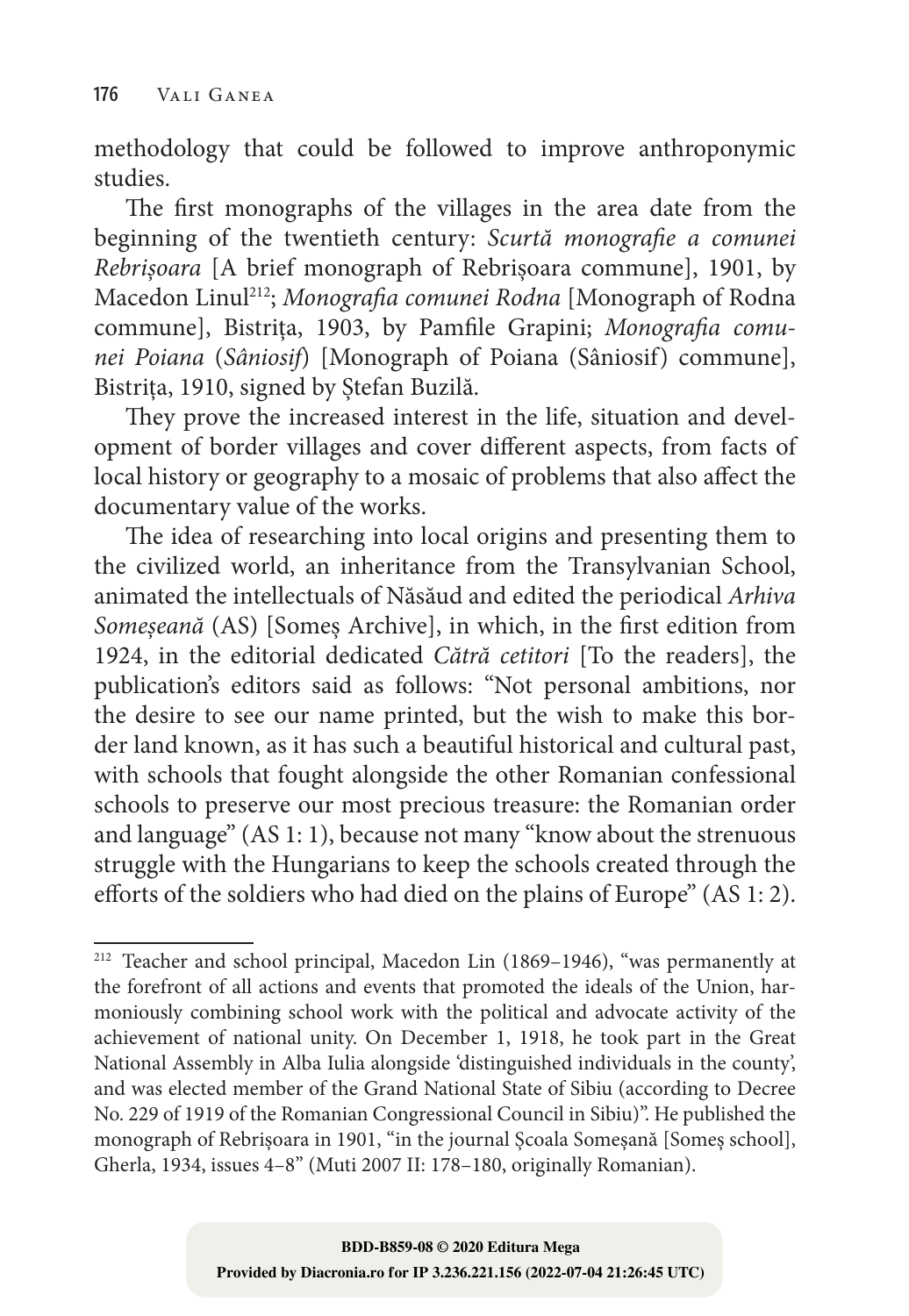methodology that could be followed to improve anthroponymic studies.

The first monographs of the villages in the area date from the beginning of the twentieth century: *Scurtă monografie a comunei Rebrișoara* [A brief monograph of Rebrișoara commune], 1901, by Macedon Linul[212]; *Monografia comunei Rodna* [Monograph of Rodna commune], Bistrița, 1903, by Pamfile Grapini; *Monografia comunei Poiana* (*Sâniosif*) [Monograph of Poiana (Sâniosif) commune], Bistrița, 1910, signed by Ștefan Buzilă.

They prove the increased interest in the life, situation and development of border villages and cover different aspects, from facts of local history or geography to a mosaic of problems that also affect the documentary value of the works.

The idea of researching into local origins and presenting them to the civilized world, an inheritance from the Transylvanian School, animated the intellectuals of Năsăud and edited the periodical *Arhiva Someșeană* (AS) [Someș Archive], in which, in the first edition from 1924, in the editorial dedicated *Către cetitori* [To the readers], the publication's editors said as follows: "Not personal ambitions, nor the desire to see our name printed, but the wish to make this border land known, as it has such a beautiful historical and cultural past, with schools that fought alongside the other Romanian confessional schools to preserve our most precious treasure: the Romanian order and language" (AS 1: 1), because not many "know about the strenuous struggle with the Hungarians to keep the schools created through the efforts of the soldiers who had died on the plains of Europe" (AS 1: 2).

---

[212] Teacher and school principal, Macedon Lin (1869–1946), "was permanently at the forefront of all actions and events that promoted the ideals of the Union, harmoniously combining school work with the political and advocate activity of the achievement of national unity. On December 1, 1918, he took part in the Great National Assembly in Alba Iulia alongside 'distinguished individuals in the county', and was elected member of the Grand National State of Sibiu (according to Decree No. 229 of 1919 of the Romanian Congressional Council in Sibiu)". He published the monograph of Rebrișoara in 1901, "in the journal Școala Someșană [Someș school], Gherla, 1934, issues 4–8" (Muti 2007 II: 178–180, originally Romanian).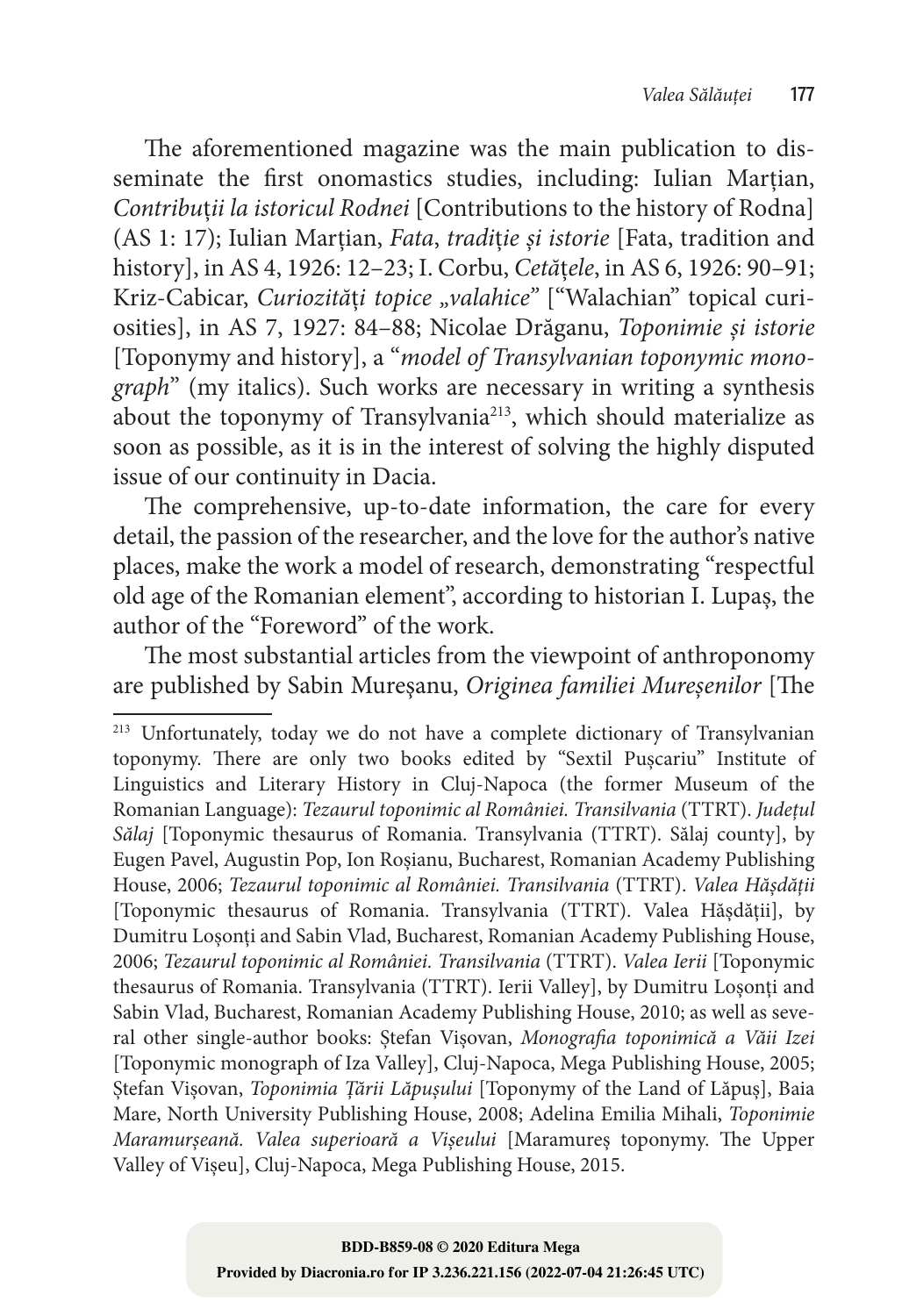The aforementioned magazine was the main publication to disseminate the first onomastics studies, including: Iulian Marțian, *Contribuții la istoricul Rodnei* [Contributions to the history of Rodna] (AS 1: 17); Iulian Marțian, *Fata*, *tradiție și istorie* [Fata, tradition and history], in AS 4, 1926: 12–23; I. Corbu, *Cetățele*, in AS 6, 1926: 90–91; Kriz-Cabicar, *Curiozități topice „valahice"* ["Walachian" topical curiosities], in AS 7, 1927: 84–88; Nicolae Drăganu, *Toponimie și istorie* [Toponymy and history], a "*model of Transylvanian toponymic monograph*" (my italics). Such works are necessary in writing a synthesis about the toponymy of Transylvania[213], which should materialize as soon as possible, as it is in the interest of solving the highly disputed issue of our continuity in Dacia.

The comprehensive, up-to-date information, the care for every detail, the passion of the researcher, and the love for the author's native places, make the work a model of research, demonstrating "respectful old age of the Romanian element", according to historian I. Lupaș, the author of the "Foreword" of the work.

The most substantial articles from the viewpoint of anthroponomy are published by Sabin Mureșanu, *Originea familiei Mureșenilor* [The

---

[213] Unfortunately, today we do not have a complete dictionary of Transylvanian toponymy. There are only two books edited by "Sextil Pușcariu" Institute of Linguistics and Literary History in Cluj-Napoca (the former Museum of the Romanian Language): *Tezaurul toponimic al României. Transilvania* (TTRT). *Județul Sălaj* [Toponymic thesaurus of Romania. Transylvania (TTRT). Sălaj county], by Eugen Pavel, Augustin Pop, Ion Roșianu, Bucharest, Romanian Academy Publishing House, 2006; *Tezaurul toponimic al României. Transilvania* (TTRT). *Valea Hășdății* [Toponymic thesaurus of Romania. Transylvania (TTRT). Valea Hășdății], by Dumitru Loșonți and Sabin Vlad, Bucharest, Romanian Academy Publishing House, 2006; *Tezaurul toponimic al României. Transilvania* (TTRT). *Valea Ierii* [Toponymic thesaurus of Romania. Transylvania (TTRT). Ierii Valley], by Dumitru Loșonți and Sabin Vlad, Bucharest, Romanian Academy Publishing House, 2010; as well as several other single-author books: Ștefan Vișovan, *Monografia toponimică a Văii Izei* [Toponymic monograph of Iza Valley], Cluj-Napoca, Mega Publishing House, 2005; Ștefan Vișovan, *Toponimia Țării Lăpușului* [Toponymy of the Land of Lăpuș], Baia Mare, North University Publishing House, 2008; Adelina Emilia Mihali, *Toponimie Maramurșeană. Valea superioară a Vișeului* [Maramureș toponymy. The Upper Valley of Vișeu], Cluj-Napoca, Mega Publishing House, 2015.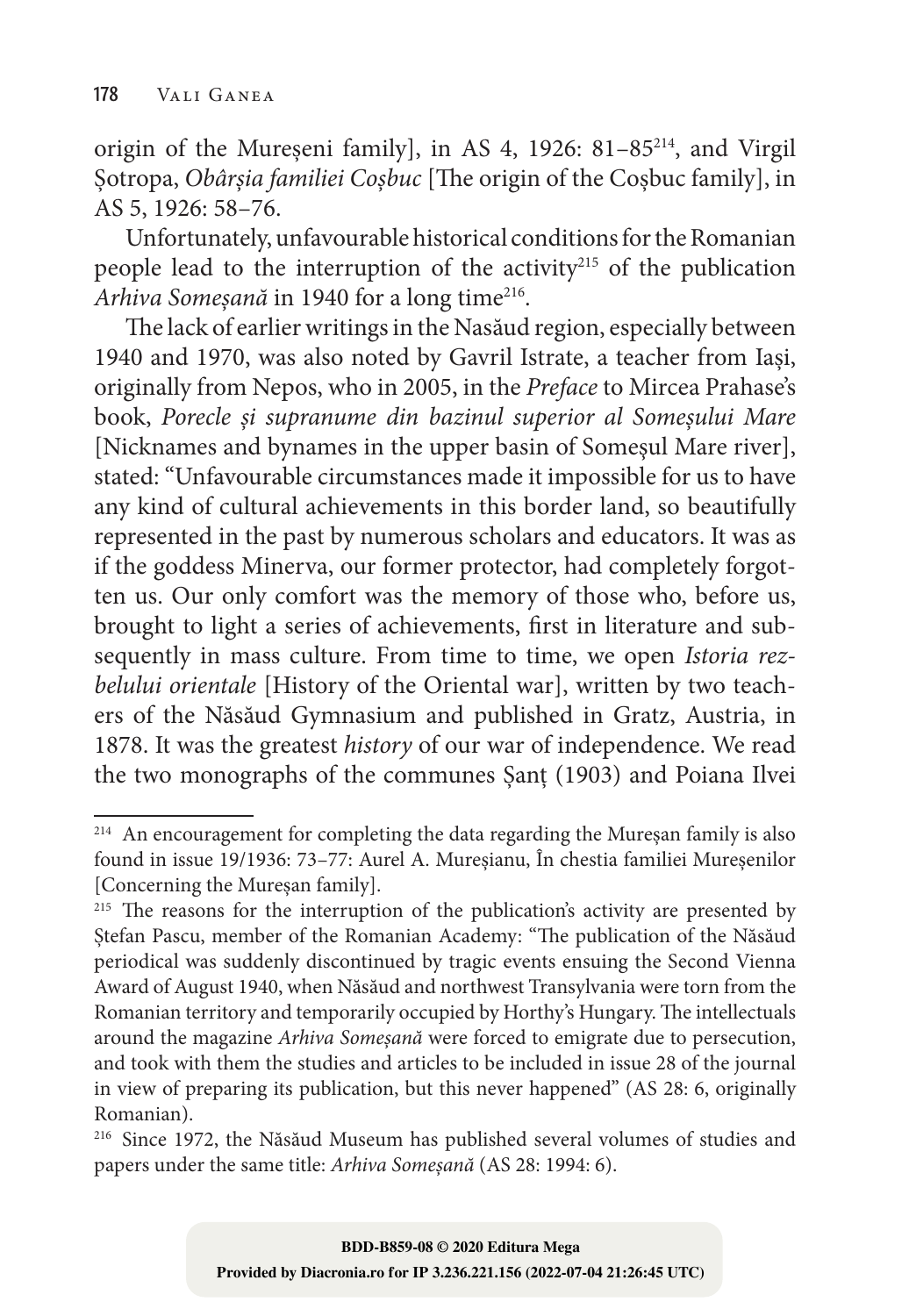origin of the Mureșeni family], in AS 4, 1926: 81–85[214], and Virgil Șotropa, *Obârșia familiei Coșbuc* [The origin of the Coșbuc family], in AS 5, 1926: 58–76.

Unfortunately, unfavourable historical conditions for the Romanian people lead to the interruption of the activity[215] of the publication *Arhiva Someșană* in 1940 for a long time[216].

The lack of earlier writings in the Nasăud region, especially between 1940 and 1970, was also noted by Gavril Istrate, a teacher from Iași, originally from Nepos, who in 2005, in the *Preface* to Mircea Prahase's book, *Porecle și supranume din bazinul superior al Someșului Mare* [Nicknames and bynames in the upper basin of Someșul Mare river], stated: "Unfavourable circumstances made it impossible for us to have any kind of cultural achievements in this border land, so beautifully represented in the past by numerous scholars and educators. It was as if the goddess Minerva, our former protector, had completely forgotten us. Our only comfort was the memory of those who, before us, brought to light a series of achievements, first in literature and subsequently in mass culture. From time to time, we open *Istoria rezbelului orientale* [History of the Oriental war], written by two teachers of the Năsăud Gymnasium and published in Gratz, Austria, in 1878. It was the greatest *history* of our war of independence. We read the two monographs of the communes Șanț (1903) and Poiana Ilvei

---

[214] An encouragement for completing the data regarding the Mureșan family is also found in issue 19/1936: 73–77: Aurel A. Mureșianu, În chestia familiei Mureșenilor [Concerning the Mureșan family].

[215] The reasons for the interruption of the publication's activity are presented by Ștefan Pascu, member of the Romanian Academy: "The publication of the Năsăud periodical was suddenly discontinued by tragic events ensuing the Second Vienna Award of August 1940, when Năsăud and northwest Transylvania were torn from the Romanian territory and temporarily occupied by Horthy's Hungary. The intellectuals around the magazine *Arhiva Someșană* were forced to emigrate due to persecution, and took with them the studies and articles to be included in issue 28 of the journal in view of preparing its publication, but this never happened" (AS 28: 6, originally Romanian).

[216] Since 1972, the Năsăud Museum has published several volumes of studies and papers under the same title: *Arhiva Someșană* (AS 28: 1994: 6).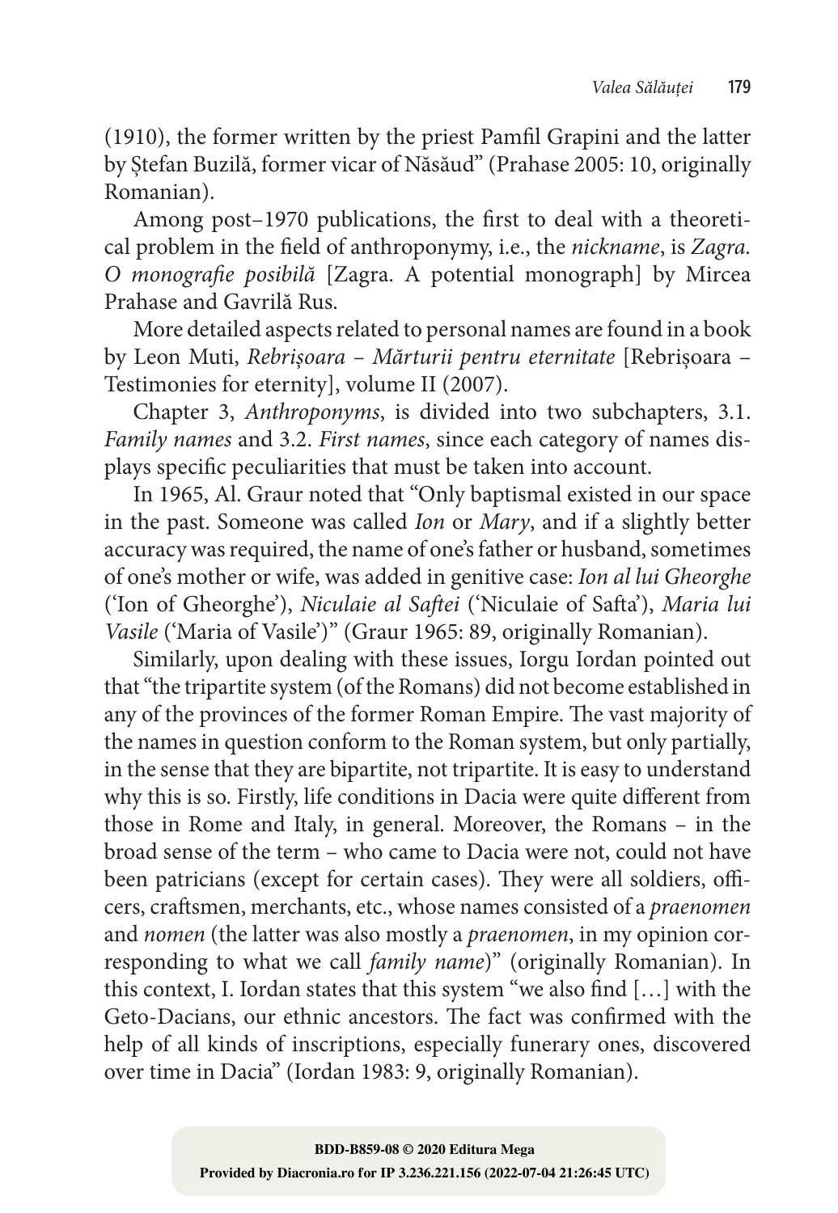(1910), the former written by the priest Pamfil Grapini and the latter by Ștefan Buzilă, former vicar of Năsăud" (Prahase 2005: 10, originally Romanian).

Among post–1970 publications, the first to deal with a theoretical problem in the field of anthroponymy, i.e., the *nickname*, is *Zagra. O monografie posibilă* [Zagra. A potential monograph] by Mircea Prahase and Gavrilă Rus.

More detailed aspects related to personal names are found in a book by Leon Muti, *Rebrișoara – Mărturii pentru eternitate* [Rebrișoara – Testimonies for eternity], volume II (2007).

Chapter 3, *Anthroponyms*, is divided into two subchapters, 3.1. *Family names* and 3.2. *First names*, since each category of names displays specific peculiarities that must be taken into account.

In 1965, Al. Graur noted that "Only baptismal existed in our space in the past. Someone was called *Ion* or *Mary*, and if a slightly better accuracy was required, the name of one's father or husband, sometimes of one's mother or wife, was added in genitive case: *Ion al lui Gheorghe* ('Ion of Gheorghe'), *Niculaie al Saftei* ('Niculaie of Safta'), *Maria lui Vasile* ('Maria of Vasile')" (Graur 1965: 89, originally Romanian).

Similarly, upon dealing with these issues, Iorgu Iordan pointed out that "the tripartite system (of the Romans) did not become established in any of the provinces of the former Roman Empire. The vast majority of the names in question conform to the Roman system, but only partially, in the sense that they are bipartite, not tripartite. It is easy to understand why this is so. Firstly, life conditions in Dacia were quite different from those in Rome and Italy, in general. Moreover, the Romans – in the broad sense of the term – who came to Dacia were not, could not have been patricians (except for certain cases). They were all soldiers, officers, craftsmen, merchants, etc., whose names consisted of a *praenomen* and *nomen* (the latter was also mostly a *praenomen*, in my opinion corresponding to what we call *family name*)" (originally Romanian). In this context, I. Iordan states that this system "we also find […] with the Geto-Dacians, our ethnic ancestors. The fact was confirmed with the help of all kinds of inscriptions, especially funerary ones, discovered over time in Dacia" (Iordan 1983: 9, originally Romanian).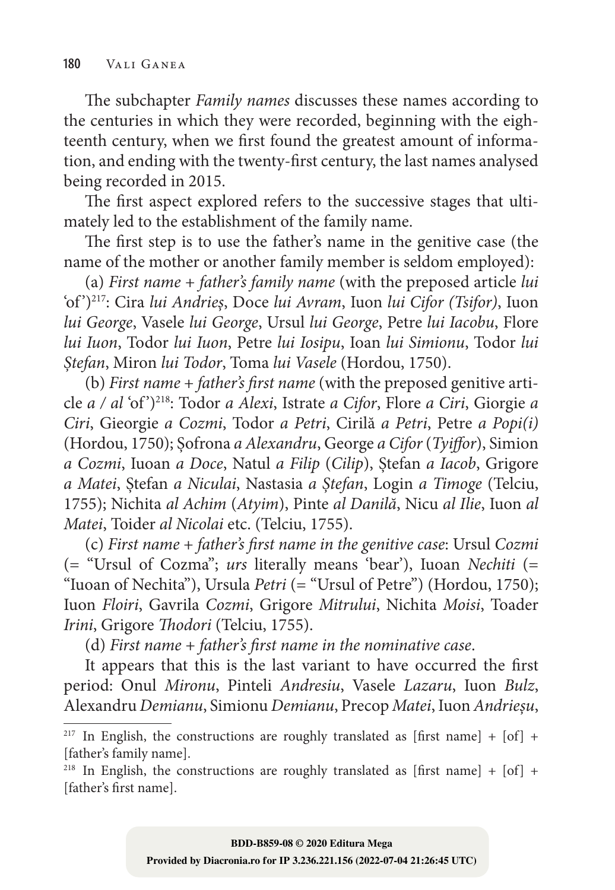The subchapter *Family names* discusses these names according to the centuries in which they were recorded, beginning with the eighteenth century, when we first found the greatest amount of information, and ending with the twenty-first century, the last names analysed being recorded in 2015.

The first aspect explored refers to the successive stages that ultimately led to the establishment of the family name.

The first step is to use the father's name in the genitive case (the name of the mother or another family member is seldom employed):

(a) *First name + father's family name* (with the preposed article *lui* 'of')[217]: Cira *lui Andrieș*, Doce *lui Avram*, Iuon *lui Cifor (Tsifor)*, Iuon *lui George*, Vasele *lui George*, Ursul *lui George*, Petre *lui Iacobu*, Flore *lui Iuon*, Todor *lui Iuon*, Petre *lui Iosipu*, Ioan *lui Simionu*, Todor *lui Ștefan*, Miron *lui Todor*, Toma *lui Vasele* (Hordou, 1750).

(b) *First name + father's first name* (with the preposed genitive article *a / al* 'of')[218]: Todor *a Alexi*, Istrate *a Cifor*, Flore *a Ciri*, Giorgie *a Ciri*, Gieorgie *a Cozmi*, Todor *a Petri*, Cirilă *a Petri*, Petre *a Popi(i)* (Hordou, 1750); Șofrona *a Alexandru*, George *a Cifor* (*Tyiffor*), Simion *a Cozmi*, Iuoan *a Doce*, Natul *a Filip* (*Cilip*), Ștefan *a Iacob*, Grigore *a Matei*, Ștefan *a Niculai*, Nastasia *a Ștefan*, Login *a Timoge* (Telciu, 1755); Nichita *al Achim* (*Atyim*), Pinte *al Danilă*, Nicu *al Ilie*, Iuon *al Matei*, Toider *al Nicolai* etc. (Telciu, 1755).

(c) *First name + father's first name in the genitive case*: Ursul *Cozmi* (= "Ursul of Cozma"; *urs* literally means 'bear'), Iuoan *Nechiti* (= "Iuoan of Nechita"), Ursula *Petri* (= "Ursul of Petre") (Hordou, 1750); Iuon *Floiri*, Gavrila *Cozmi*, Grigore *Mitrului*, Nichita *Moisi*, Toader *Irini*, Grigore *Thodori* (Telciu, 1755).

(d) *First name + father's first name in the nominative case*.

It appears that this is the last variant to have occurred the first period: Onul *Mironu*, Pinteli *Andresiu*, Vasele *Lazaru*, Iuon *Bulz*, Alexandru *Demianu*, Simionu *Demianu*, Precop *Matei*, Iuon *Andrieșu*,

---

[217] In English, the constructions are roughly translated as [first name] + [of] + [father's family name].

[218] In English, the constructions are roughly translated as [first name] + [of] + [father's first name].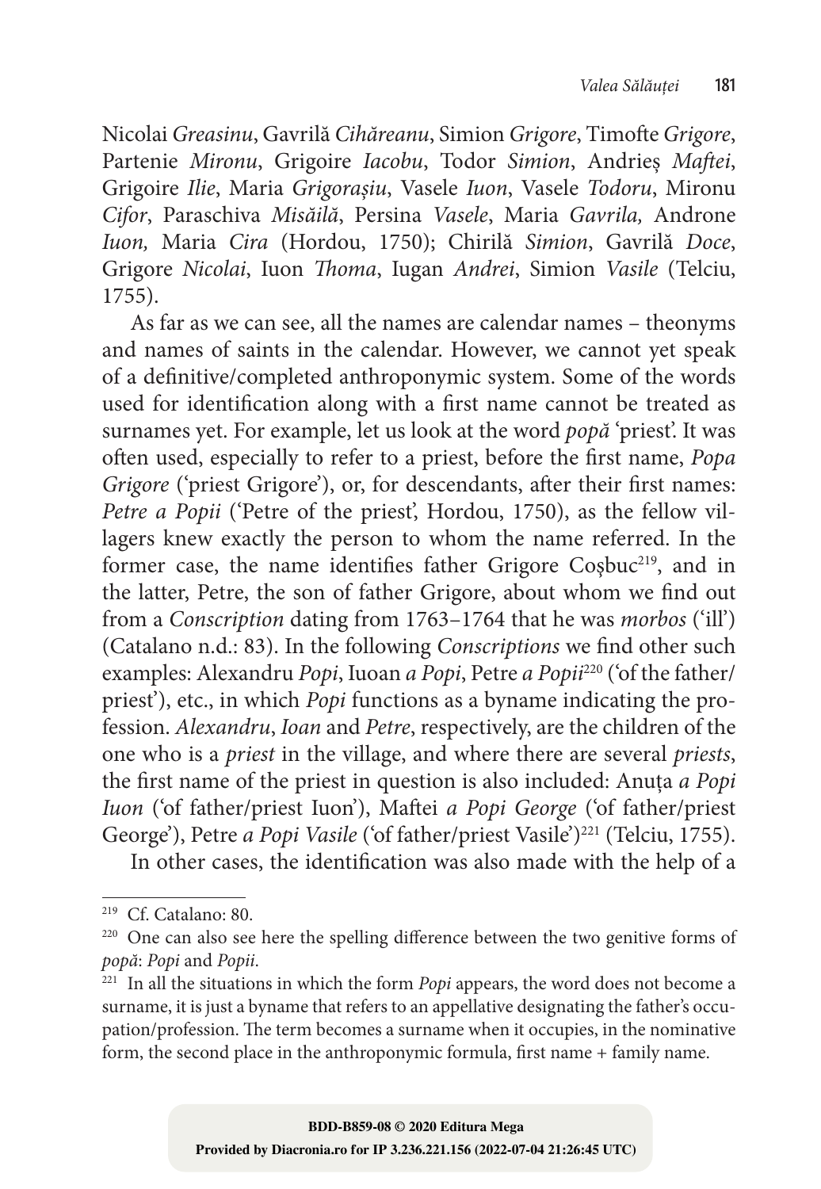Nicolai *Greasinu*, Gavrilă *Cihăreanu*, Simion *Grigore*, Timofte *Grigore*, Partenie *Mironu*, Grigoire *Iacobu*, Todor *Simion*, Andrieș *Maftei*, Grigoire *Ilie*, Maria *Grigorașiu*, Vasele *Iuon*, Vasele *Todoru*, Mironu *Cifor*, Paraschiva *Misăilă*, Persina *Vasele*, Maria *Gavrila,* Androne *Iuon,* Maria *Cira* (Hordou, 1750); Chirilă *Simion*, Gavrilă *Doce*, Grigore *Nicolai*, Iuon *Thoma*, Iugan *Andrei*, Simion *Vasile* (Telciu, 1755).

As far as we can see, all the names are calendar names – theonyms and names of saints in the calendar. However, we cannot yet speak of a definitive/completed anthroponymic system. Some of the words used for identification along with a first name cannot be treated as surnames yet. For example, let us look at the word *popă* 'priest'. It was often used, especially to refer to a priest, before the first name, *Popa Grigore* ('priest Grigore'), or, for descendants, after their first names: *Petre a Popii* ('Petre of the priest', Hordou, 1750), as the fellow villagers knew exactly the person to whom the name referred. In the former case, the name identifies father Grigore Coșbuc[219], and in the latter, Petre, the son of father Grigore, about whom we find out from a *Conscription* dating from 1763–1764 that he was *morbos* ('ill') (Catalano n.d.: 83). In the following *Conscriptions* we find other such examples: Alexandru *Popi*, Iuoan *a Popi*, Petre *a Popii*[220] ('of the father/priest'), etc., in which *Popi* functions as a byname indicating the profession. *Alexandru*, *Ioan* and *Petre*, respectively, are the children of the one who is a *priest* in the village, and where there are several *priests*, the first name of the priest in question is also included: Anuța *a Popi Iuon* ('of father/priest Iuon'), Maftei *a Popi George* ('of father/priest George'), Petre *a Popi Vasile* ('of father/priest Vasile')[221] (Telciu, 1755).

In other cases, the identification was also made with the help of a

---

[219] Cf. Catalano: 80.

[220] One can also see here the spelling difference between the two genitive forms of *popă*: *Popi* and *Popii*.

[221] In all the situations in which the form *Popi* appears, the word does not become a surname, it is just a byname that refers to an appellative designating the father's occupation/profession. The term becomes a surname when it occupies, in the nominative form, the second place in the anthroponymic formula, first name + family name.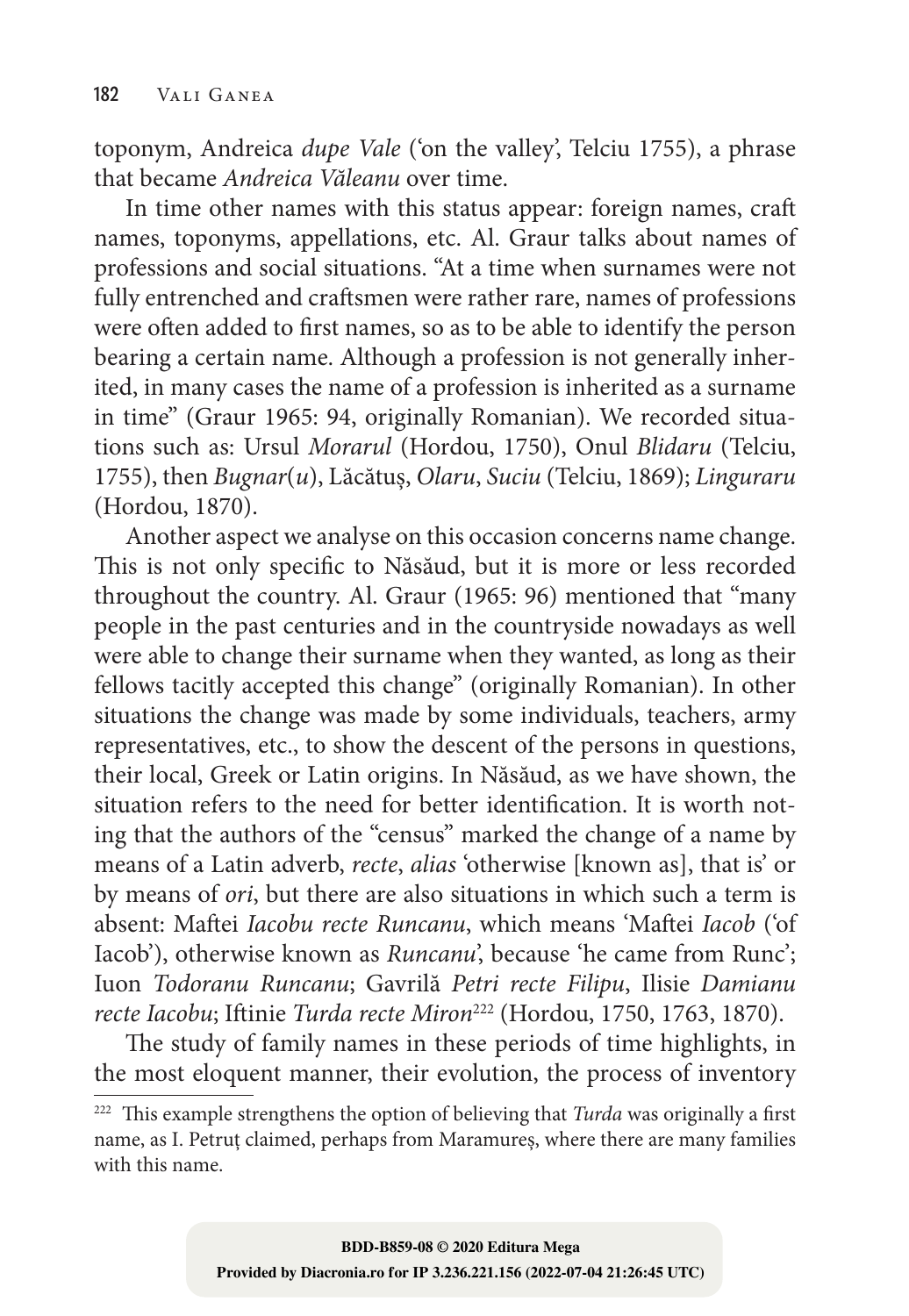toponym, Andreica *dupe Vale* ('on the valley', Telciu 1755), a phrase that became *Andreica Văleanu* over time.

In time other names with this status appear: foreign names, craft names, toponyms, appellations, etc. Al. Graur talks about names of professions and social situations. "At a time when surnames were not fully entrenched and craftsmen were rather rare, names of professions were often added to first names, so as to be able to identify the person bearing a certain name. Although a profession is not generally inherited, in many cases the name of a profession is inherited as a surname in time" (Graur 1965: 94, originally Romanian). We recorded situations such as: Ursul *Morarul* (Hordou, 1750), Onul *Blidaru* (Telciu, 1755), then *Bugnar*(*u*), Lăcătuș, *Olaru*, *Suciu* (Telciu, 1869); *Linguraru* (Hordou, 1870).

Another aspect we analyse on this occasion concerns name change. This is not only specific to Năsăud, but it is more or less recorded throughout the country. Al. Graur (1965: 96) mentioned that "many people in the past centuries and in the countryside nowadays as well were able to change their surname when they wanted, as long as their fellows tacitly accepted this change" (originally Romanian). In other situations the change was made by some individuals, teachers, army representatives, etc., to show the descent of the persons in questions, their local, Greek or Latin origins. In Năsăud, as we have shown, the situation refers to the need for better identification. It is worth noting that the authors of the "census" marked the change of a name by means of a Latin adverb, *recte*, *alias* 'otherwise [known as], that is' or by means of *ori*, but there are also situations in which such a term is absent: Maftei *Iacobu recte Runcanu*, which means 'Maftei *Iacob* ('of Iacob'), otherwise known as *Runcanu*', because 'he came from Runc'; Iuon *Todoranu Runcanu*; Gavrilă *Petri recte Filipu*, Ilisie *Damianu recte Iacobu*; Iftinie *Turda recte Miron*[222] (Hordou, 1750, 1763, 1870).

The study of family names in these periods of time highlights, in the most eloquent manner, their evolution, the process of inventory

[222] This example strengthens the option of believing that *Turda* was originally a first name, as I. Petruț claimed, perhaps from Maramureș, where there are many families with this name.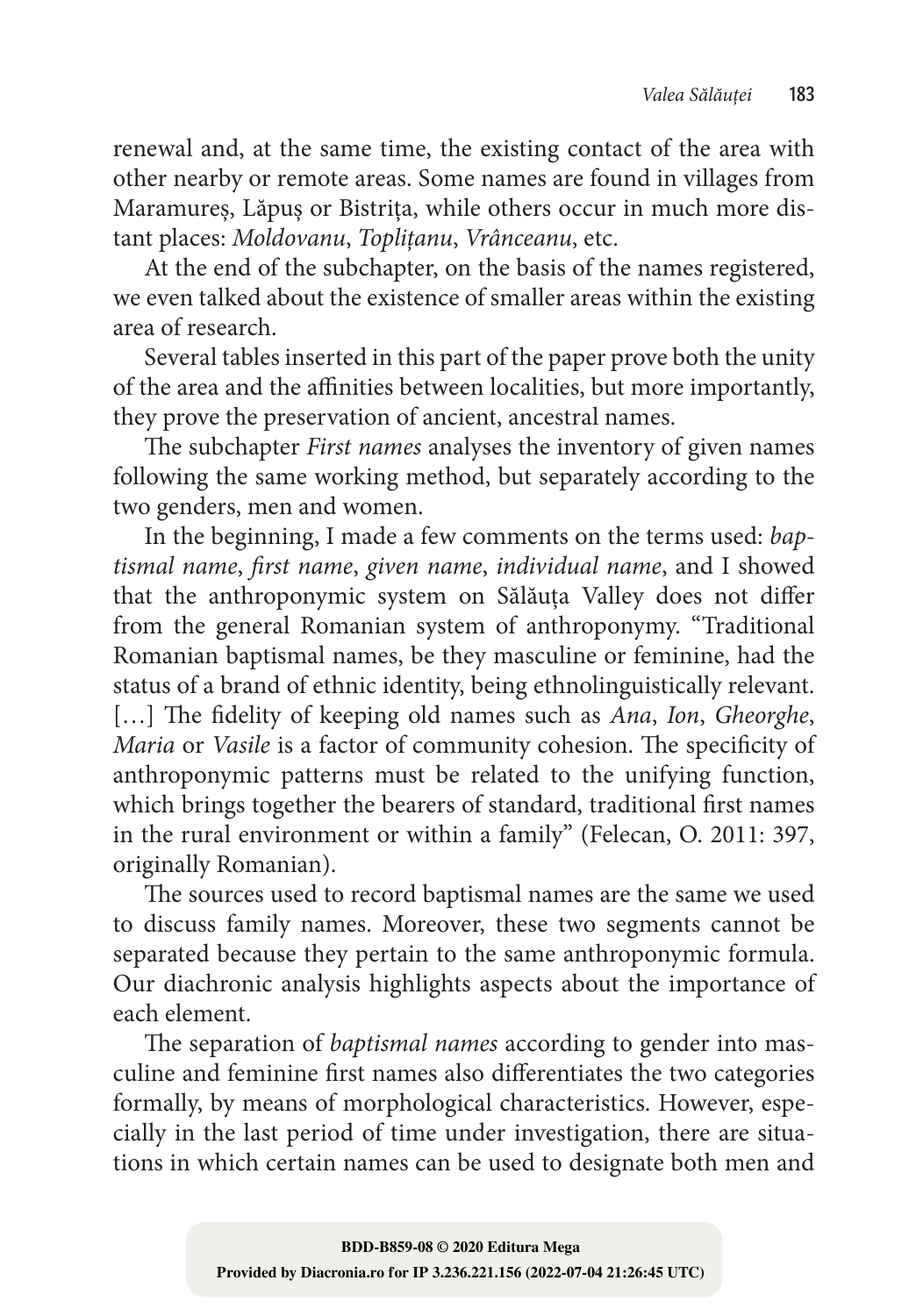renewal and, at the same time, the existing contact of the area with other nearby or remote areas. Some names are found in villages from Maramureș, Lăpuș or Bistrița, while others occur in much more distant places: *Moldovanu*, *Toplițanu*, *Vrânceanu*, etc.

At the end of the subchapter, on the basis of the names registered, we even talked about the existence of smaller areas within the existing area of research.

Several tables inserted in this part of the paper prove both the unity of the area and the affinities between localities, but more importantly, they prove the preservation of ancient, ancestral names.

The subchapter *First names* analyses the inventory of given names following the same working method, but separately according to the two genders, men and women.

In the beginning, I made a few comments on the terms used: *baptismal name*, *first name*, *given name*, *individual name*, and I showed that the anthroponymic system on Sălăuța Valley does not differ from the general Romanian system of anthroponymy. "Traditional Romanian baptismal names, be they masculine or feminine, had the status of a brand of ethnic identity, being ethnolinguistically relevant. [...] The fidelity of keeping old names such as *Ana*, *Ion*, *Gheorghe*, *Maria* or *Vasile* is a factor of community cohesion. The specificity of anthroponymic patterns must be related to the unifying function, which brings together the bearers of standard, traditional first names in the rural environment or within a family" (Felecan, O. 2011: 397, originally Romanian).

The sources used to record baptismal names are the same we used to discuss family names. Moreover, these two segments cannot be separated because they pertain to the same anthroponymic formula. Our diachronic analysis highlights aspects about the importance of each element.

The separation of *baptismal names* according to gender into masculine and feminine first names also differentiates the two categories formally, by means of morphological characteristics. However, especially in the last period of time under investigation, there are situations in which certain names can be used to designate both men and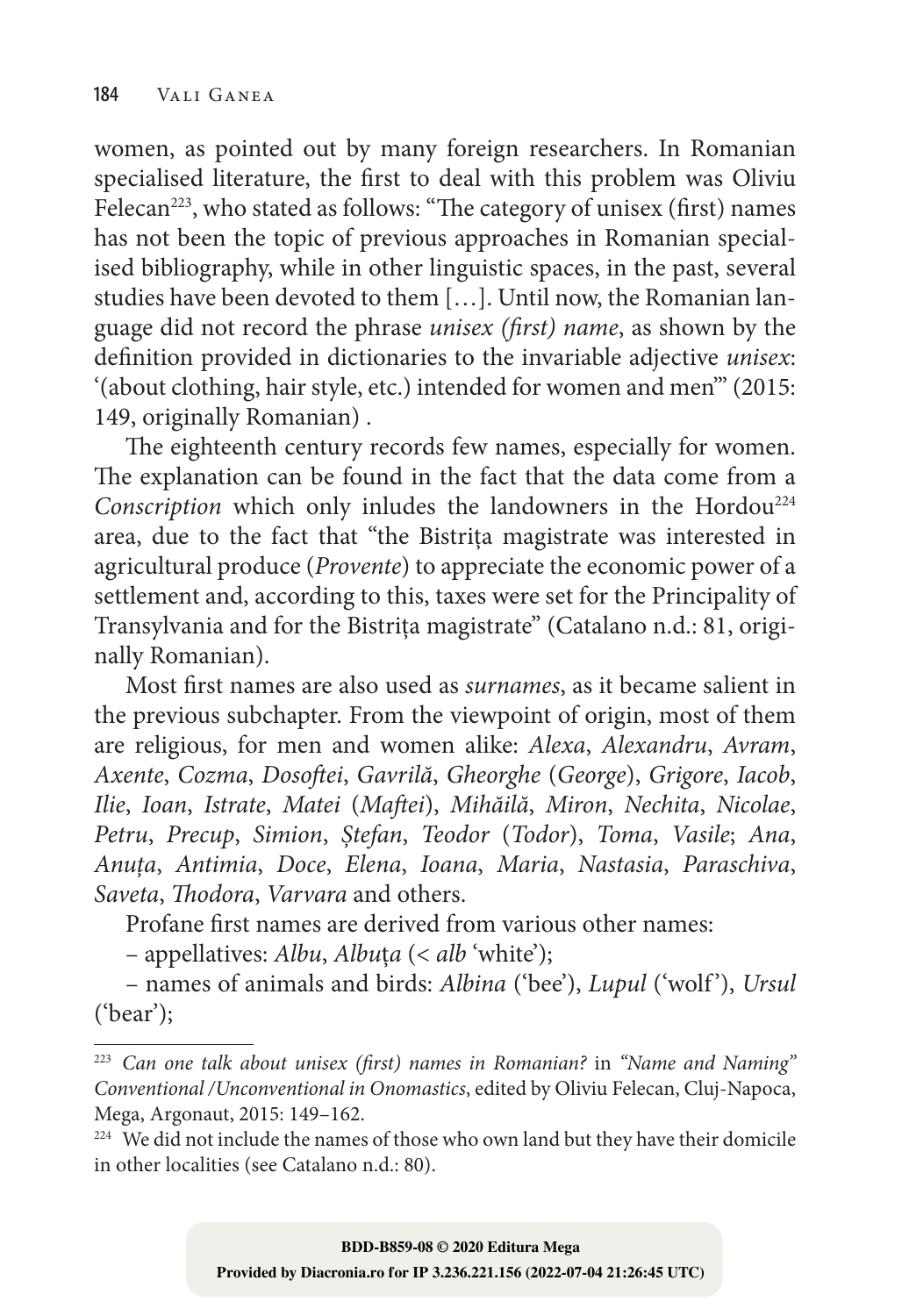women, as pointed out by many foreign researchers. In Romanian specialised literature, the first to deal with this problem was Oliviu Felecan[223], who stated as follows: "The category of unisex (first) names has not been the topic of previous approaches in Romanian specialised bibliography, while in other linguistic spaces, in the past, several studies have been devoted to them […]. Until now, the Romanian language did not record the phrase *unisex (first) name*, as shown by the definition provided in dictionaries to the invariable adjective *unisex*: '(about clothing, hair style, etc.) intended for women and men'" (2015: 149, originally Romanian) .

The eighteenth century records few names, especially for women. The explanation can be found in the fact that the data come from a *Conscription* which only inludes the landowners in the Hordou[224] area, due to the fact that "the Bistrița magistrate was interested in agricultural produce (*Provente*) to appreciate the economic power of a settlement and, according to this, taxes were set for the Principality of Transylvania and for the Bistrița magistrate" (Catalano n.d.: 81, originally Romanian).

Most first names are also used as *surnames*, as it became salient in the previous subchapter. From the viewpoint of origin, most of them are religious, for men and women alike: *Alexa*, *Alexandru*, *Avram*, *Axente*, *Cozma*, *Dosoftei*, *Gavrilă*, *Gheorghe* (*George*), *Grigore*, *Iacob*, *Ilie*, *Ioan*, *Istrate*, *Matei* (*Maftei*), *Mihăilă*, *Miron*, *Nechita*, *Nicolae*, *Petru*, *Precup*, *Simion*, *Ștefan*, *Teodor* (*Todor*), *Toma*, *Vasile*; *Ana*, *Anuța*, *Antimia*, *Doce*, *Elena*, *Ioana*, *Maria*, *Nastasia*, *Paraschiva*, *Saveta*, *Thodora*, *Varvara* and others.

Profane first names are derived from various other names:

– appellatives: *Albu*, *Albuța* (< *alb* 'white');

– names of animals and birds: *Albina* ('bee'), *Lupul* ('wolf'), *Ursul* ('bear');

---

[223] *Can one talk about unisex (first) names in Romanian?* in *"Name and Naming" Conventional/Unconventional in Onomastics*, edited by Oliviu Felecan, Cluj-Napoca, Mega, Argonaut, 2015: 149–162.

[224] We did not include the names of those who own land but they have their domicile in other localities (see Catalano n.d.: 80).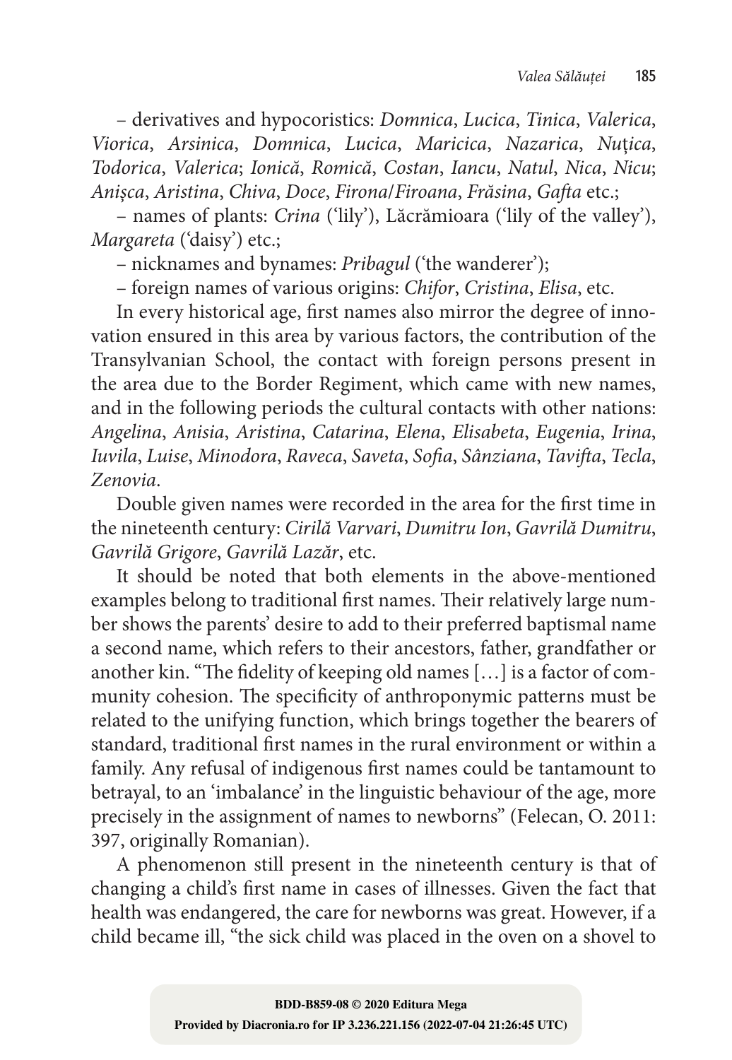– derivatives and hypocoristics: *Domnica*, *Lucica*, *Tinica*, *Valerica*, *Viorica*, *Arsinica*, *Domnica*, *Lucica*, *Maricica*, *Nazarica*, *Nuțica*, *Todorica*, *Valerica*; *Ionică*, *Romică*, *Costan*, *Iancu*, *Natul*, *Nica*, *Nicu*; *Anișca*, *Aristina*, *Chiva*, *Doce*, *Firona*/*Firoana*, *Frăsina*, *Gafta* etc.;

– names of plants: *Crina* ('lily'), Lăcrămioara ('lily of the valley'), *Margareta* ('daisy') etc.;

– nicknames and bynames: *Pribagul* ('the wanderer');

– foreign names of various origins: *Chifor*, *Cristina*, *Elisa*, etc.

In every historical age, first names also mirror the degree of innovation ensured in this area by various factors, the contribution of the Transylvanian School, the contact with foreign persons present in the area due to the Border Regiment, which came with new names, and in the following periods the cultural contacts with other nations: *Angelina*, *Anisia*, *Aristina*, *Catarina*, *Elena*, *Elisabeta*, *Eugenia*, *Irina*, *Iuvila*, *Luise*, *Minodora*, *Raveca*, *Saveta*, *Sofia*, *Sânziana*, *Tavifta*, *Tecla*, *Zenovia*.

Double given names were recorded in the area for the first time in the nineteenth century: *Cirilă Varvari*, *Dumitru Ion*, *Gavrilă Dumitru*, *Gavrilă Grigore*, *Gavrilă Lazăr*, etc.

It should be noted that both elements in the above-mentioned examples belong to traditional first names. Their relatively large number shows the parents' desire to add to their preferred baptismal name a second name, which refers to their ancestors, father, grandfather or another kin. "The fidelity of keeping old names […] is a factor of community cohesion. The specificity of anthroponymic patterns must be related to the unifying function, which brings together the bearers of standard, traditional first names in the rural environment or within a family. Any refusal of indigenous first names could be tantamount to betrayal, to an 'imbalance' in the linguistic behaviour of the age, more precisely in the assignment of names to newborns" (Felecan, O. 2011: 397, originally Romanian).

A phenomenon still present in the nineteenth century is that of changing a child's first name in cases of illnesses. Given the fact that health was endangered, the care for newborns was great. However, if a child became ill, "the sick child was placed in the oven on a shovel to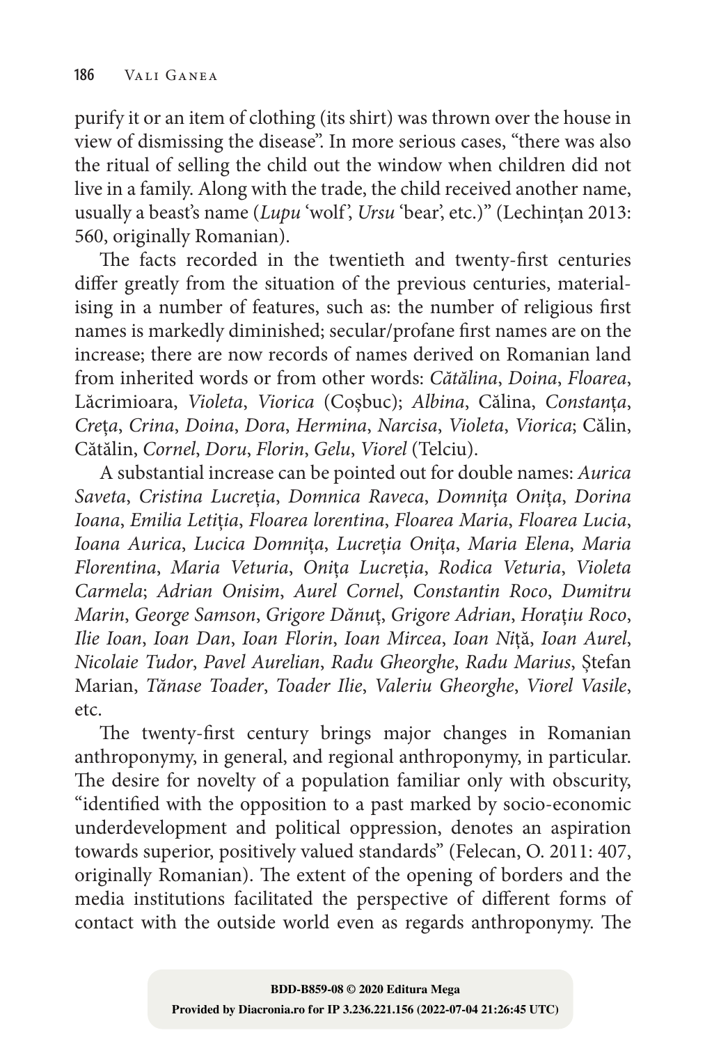purify it or an item of clothing (its shirt) was thrown over the house in view of dismissing the disease". In more serious cases, "there was also the ritual of selling the child out the window when children did not live in a family. Along with the trade, the child received another name, usually a beast's name (*Lupu* 'wolf', *Ursu* 'bear', etc.)" (Lechințan 2013: 560, originally Romanian).

The facts recorded in the twentieth and twenty-first centuries differ greatly from the situation of the previous centuries, materialising in a number of features, such as: the number of religious first names is markedly diminished; secular/profane first names are on the increase; there are now records of names derived on Romanian land from inherited words or from other words: *Cătălina*, *Doina*, *Floarea*, Lăcrimioara, *Violeta*, *Viorica* (Coșbuc); *Albina*, Călina, *Constanța*, *Crețа*, *Crina*, *Doina*, *Dora*, *Hermina*, *Narcisa*, *Violeta*, *Viorica*; Călin, Cătălin, *Cornel*, *Doru*, *Florin*, *Gelu*, *Viorel* (Telciu).

A substantial increase can be pointed out for double names: *Aurica Saveta*, *Cristina Lucreția*, *Domnica Raveca*, *Domnița Onița*, *Dorina Ioana*, *Emilia Letiția*, *Floarea lorentina*, *Floarea Maria*, *Floarea Lucia*, *Ioana Aurica*, *Lucica Domnița*, *Lucreția Onița*, *Maria Elena*, *Maria Florentina*, *Maria Veturia*, *Onița Lucreția*, *Rodica Veturia*, *Violeta Carmela*; *Adrian Onisim*, *Aurel Cornel*, *Constantin Roco*, *Dumitru Marin*, *George Samson*, *Grigore Dănuț*, *Grigore Adrian*, *Horațiu Roco*, *Ilie Ioan*, *Ioan Dan*, *Ioan Florin*, *Ioan Mircea*, *Ioan Niță*, *Ioan Aurel*, *Nicolaie Tudor*, *Pavel Aurelian*, *Radu Gheorghe*, *Radu Marius*, Ștefan Marian, *Tănase Toader*, *Toader Ilie*, *Valeriu Gheorghe*, *Viorel Vasile*, etc.

The twenty-first century brings major changes in Romanian anthroponymy, in general, and regional anthroponymy, in particular. The desire for novelty of a population familiar only with obscurity, "identified with the opposition to a past marked by socio-economic underdevelopment and political oppression, denotes an aspiration towards superior, positively valued standards" (Felecan, O. 2011: 407, originally Romanian). The extent of the opening of borders and the media institutions facilitated the perspective of different forms of contact with the outside world even as regards anthroponymy. The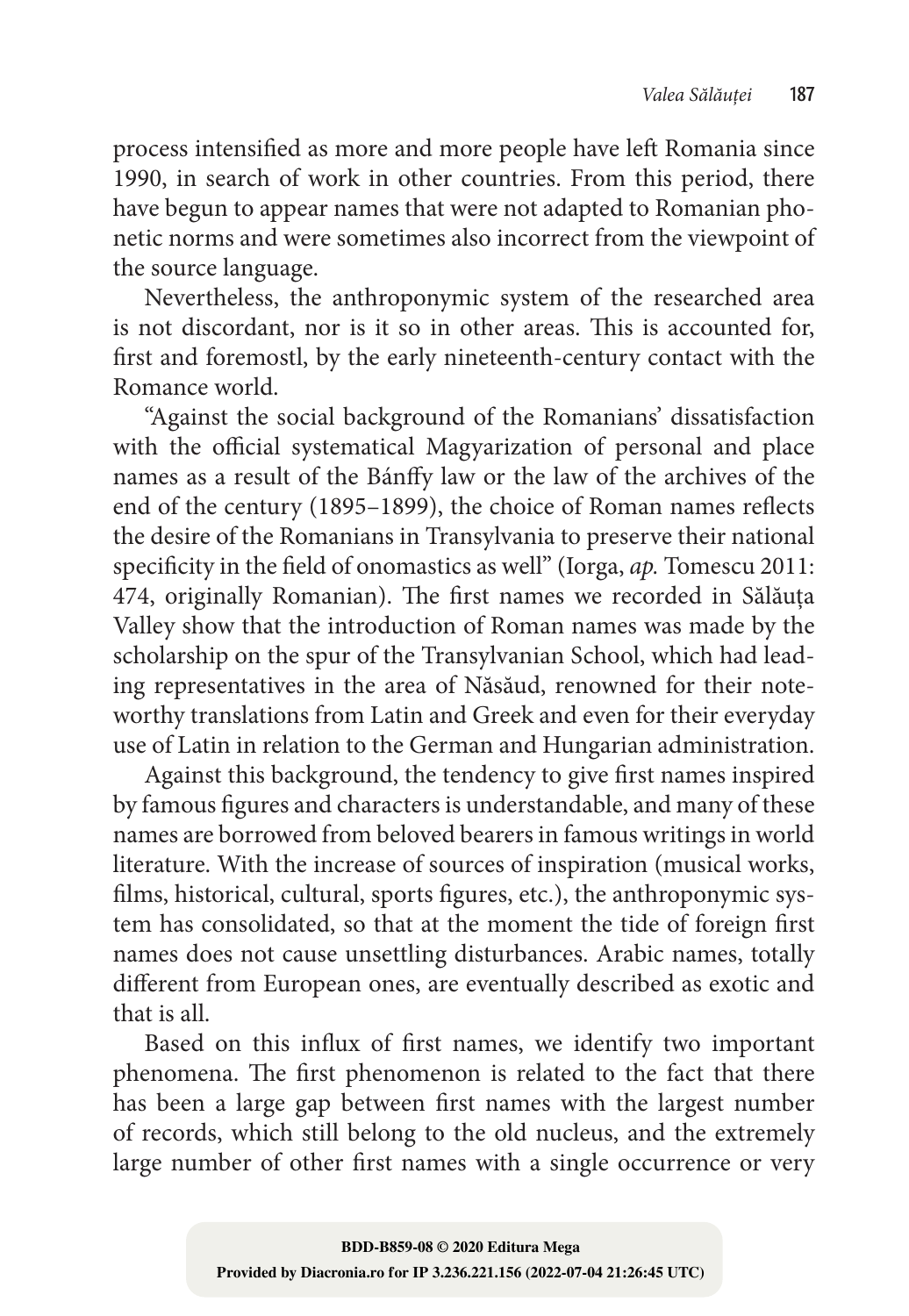process intensified as more and more people have left Romania since 1990, in search of work in other countries. From this period, there have begun to appear names that were not adapted to Romanian phonetic norms and were sometimes also incorrect from the viewpoint of the source language.

Nevertheless, the anthroponymic system of the researched area is not discordant, nor is it so in other areas. This is accounted for, first and foremostl, by the early nineteenth-century contact with the Romance world.

"Against the social background of the Romanians' dissatisfaction with the official systematical Magyarization of personal and place names as a result of the Bánffy law or the law of the archives of the end of the century (1895–1899), the choice of Roman names reflects the desire of the Romanians in Transylvania to preserve their national specificity in the field of onomastics as well" (Iorga, *ap.* Tomescu 2011: 474, originally Romanian). The first names we recorded in Sălăuța Valley show that the introduction of Roman names was made by the scholarship on the spur of the Transylvanian School, which had leading representatives in the area of Năsăud, renowned for their noteworthy translations from Latin and Greek and even for their everyday use of Latin in relation to the German and Hungarian administration.

Against this background, the tendency to give first names inspired by famous figures and characters is understandable, and many of these names are borrowed from beloved bearers in famous writings in world literature. With the increase of sources of inspiration (musical works, films, historical, cultural, sports figures, etc.), the anthroponymic system has consolidated, so that at the moment the tide of foreign first names does not cause unsettling disturbances. Arabic names, totally different from European ones, are eventually described as exotic and that is all.

Based on this influx of first names, we identify two important phenomena. The first phenomenon is related to the fact that there has been a large gap between first names with the largest number of records, which still belong to the old nucleus, and the extremely large number of other first names with a single occurrence or very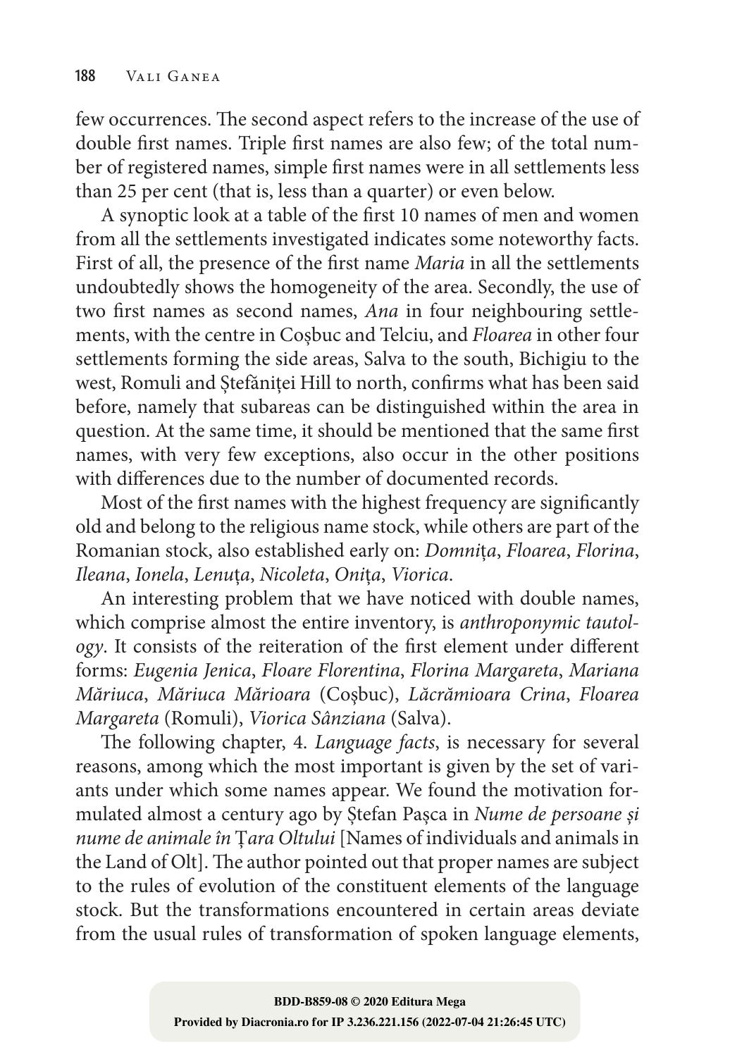few occurrences. The second aspect refers to the increase of the use of double first names. Triple first names are also few; of the total number of registered names, simple first names were in all settlements less than 25 per cent (that is, less than a quarter) or even below.

A synoptic look at a table of the first 10 names of men and women from all the settlements investigated indicates some noteworthy facts. First of all, the presence of the first name *Maria* in all the settlements undoubtedly shows the homogeneity of the area. Secondly, the use of two first names as second names, *Ana* in four neighbouring settlements, with the centre in Coșbuc and Telciu, and *Floarea* in other four settlements forming the side areas, Salva to the south, Bichigiu to the west, Romuli and Ștefăniței Hill to north, confirms what has been said before, namely that subareas can be distinguished within the area in question. At the same time, it should be mentioned that the same first names, with very few exceptions, also occur in the other positions with differences due to the number of documented records.

Most of the first names with the highest frequency are significantly old and belong to the religious name stock, while others are part of the Romanian stock, also established early on: *Domnița*, *Floarea*, *Florina*, *Ileana*, *Ionela*, *Lenuța*, *Nicoleta*, *Onița*, *Viorica*.

An interesting problem that we have noticed with double names, which comprise almost the entire inventory, is *anthroponymic tautology*. It consists of the reiteration of the first element under different forms: *Eugenia Jenica*, *Floare Florentina*, *Florina Margareta*, *Mariana Măriuca*, *Măriuca Mărioara* (Coșbuc), *Lăcrămioara Crina*, *Floarea Margareta* (Romuli), *Viorica Sânziana* (Salva).

The following chapter, 4. *Language facts*, is necessary for several reasons, among which the most important is given by the set of variants under which some names appear. We found the motivation formulated almost a century ago by Ștefan Pașca in *Nume de persoane și nume de animale în* Ț*ara Oltului* [Names of individuals and animals in the Land of Olt]. The author pointed out that proper names are subject to the rules of evolution of the constituent elements of the language stock. But the transformations encountered in certain areas deviate from the usual rules of transformation of spoken language elements,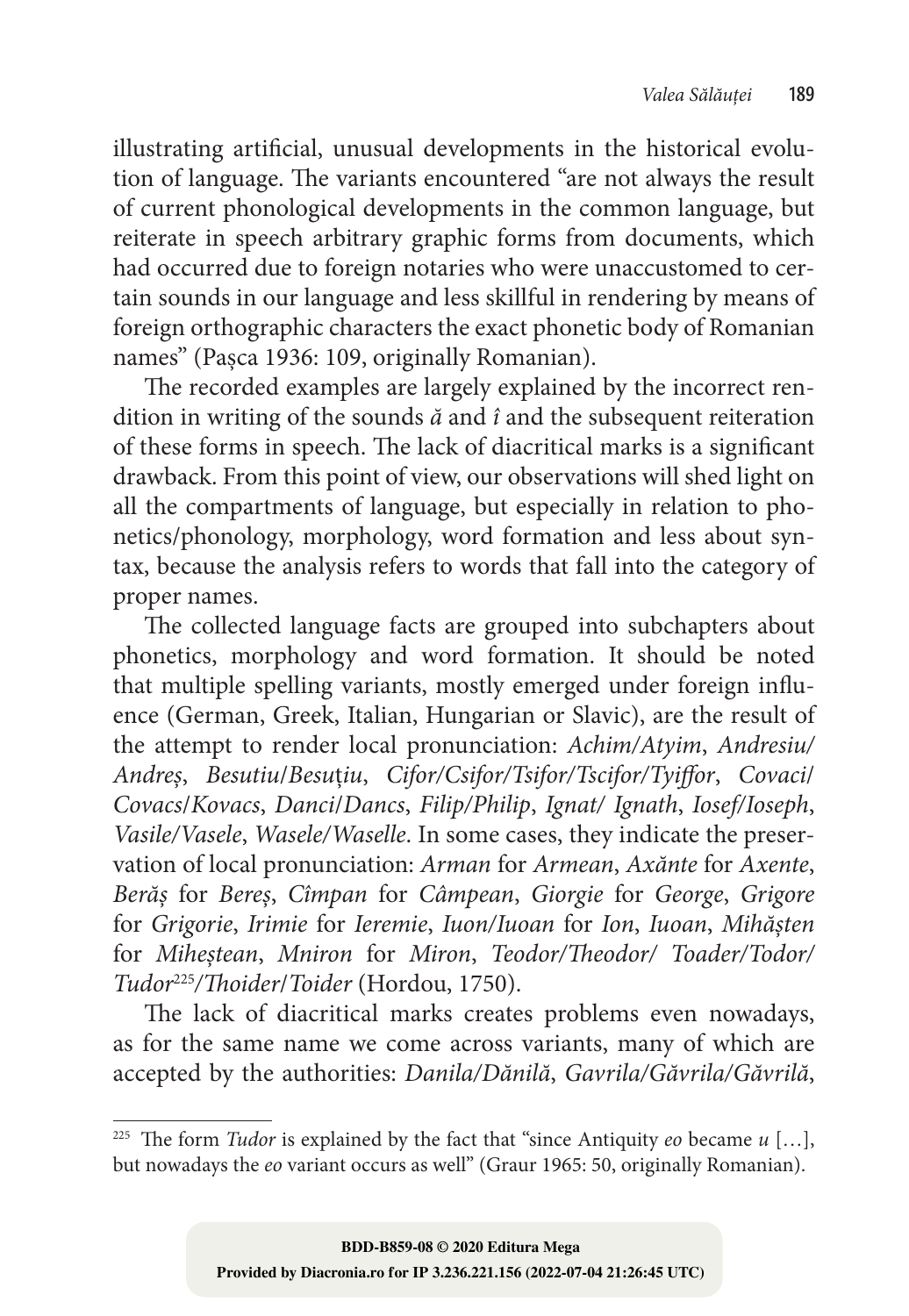illustrating artificial, unusual developments in the historical evolution of language. The variants encountered "are not always the result of current phonological developments in the common language, but reiterate in speech arbitrary graphic forms from documents, which had occurred due to foreign notaries who were unaccustomed to certain sounds in our language and less skillful in rendering by means of foreign orthographic characters the exact phonetic body of Romanian names" (Pașca 1936: 109, originally Romanian).

The recorded examples are largely explained by the incorrect rendition in writing of the sounds *ă* and *î* and the subsequent reiteration of these forms in speech. The lack of diacritical marks is a significant drawback. From this point of view, our observations will shed light on all the compartments of language, but especially in relation to phonetics/phonology, morphology, word formation and less about syntax, because the analysis refers to words that fall into the category of proper names.

The collected language facts are grouped into subchapters about phonetics, morphology and word formation. It should be noted that multiple spelling variants, mostly emerged under foreign influence (German, Greek, Italian, Hungarian or Slavic), are the result of the attempt to render local pronunciation: *Achim/Atyim*, *Andresiu/Andreș*, *Besutiu/Besuțiu*, *Cifor/Csifor/Tsifor/Tscifor/Tyiffor*, *Covaci/Covacs/Kovacs*, *Danci/Dancs*, *Filip/Philip*, *Ignat/ Ignath*, *Iosef/Ioseph*, *Vasile/Vasele*, *Wasele/Waselle*. In some cases, they indicate the preservation of local pronunciation: *Arman* for *Armean*, *Axănte* for *Axente*, *Berăș* for *Bereș*, *Cîmpan* for *Câmpean*, *Giorgie* for *George*, *Grigore* for *Grigorie*, *Irimie* for *Ieremie*, *Iuon/Iuoan* for *Ion*, *Iuoan*, *Mihășten* for *Miheștean*, *Mniron* for *Miron*, *Teodor/Theodor/ Toader/Todor/ Tudor*[225]*/Thoider/Toider* (Hordou, 1750).

The lack of diacritical marks creates problems even nowadays, as for the same name we come across variants, many of which are accepted by the authorities: *Danila/Dănilă*, *Gavrila/Găvrila/Găvrilă*,

---

[225] The form *Tudor* is explained by the fact that "since Antiquity *eo* became *u* […], but nowadays the *eo* variant occurs as well" (Graur 1965: 50, originally Romanian).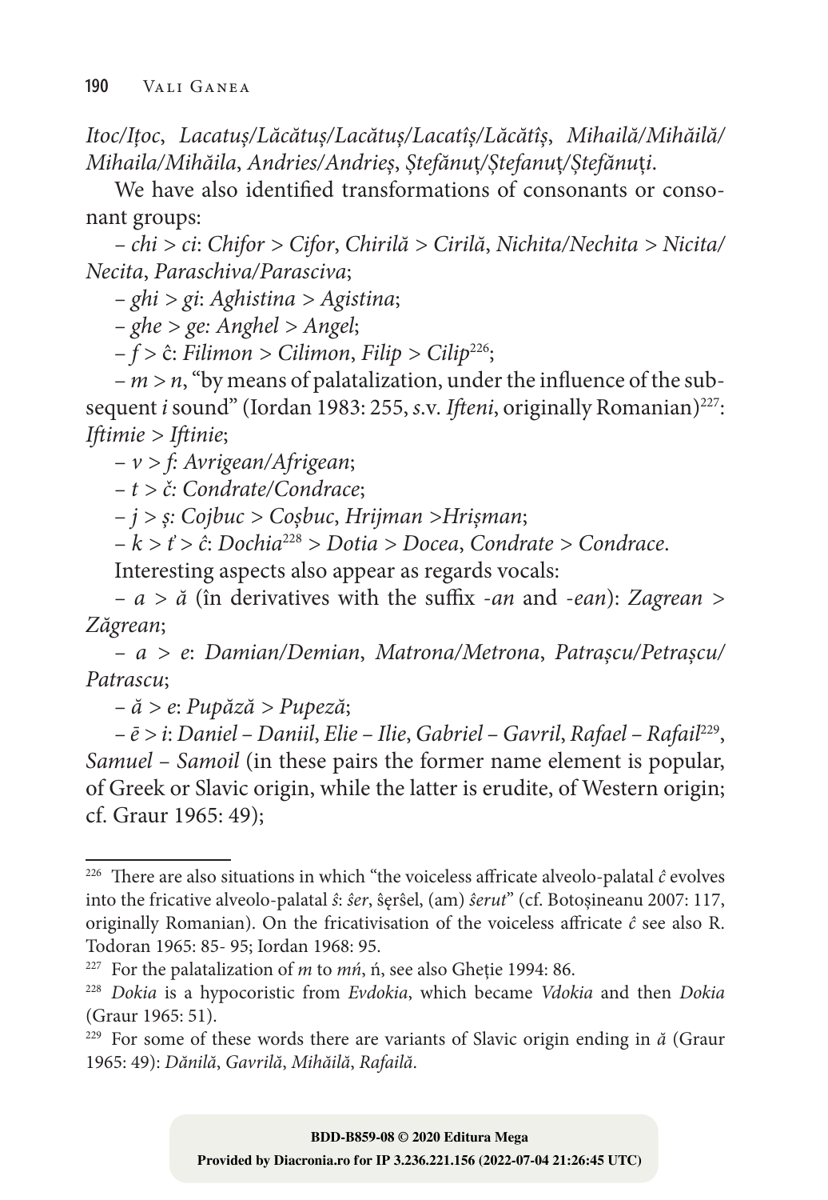*Itoc/Ițoc*, *Lacatuș/Lăcătuș/Lacătuș/Lacatîș/Lăcătîș*, *Mihailă/Mihăilă/Mihaila/Mihăila*, *Andries/Andrieș*, *Ștefănuț/Ștefanuț/Ștefănuți*.

We have also identified transformations of consonants or consonant groups:

– *chi* > *ci*: *Chifor* > *Cifor*, *Chirilă* > *Cirilă*, *Nichita/Nechita* > *Nicita/Necita*, *Paraschiva/Parasciva*;

– *ghi* > *gi*: *Aghistina* > *Agistina*;

– *ghe* > *ge*: *Anghel* > *Angel*;

– *f* > ĉ: *Filimon* > *Cilimon*, *Filip* > *Cilip*[226];

– *m* > *n*, "by means of palatalization, under the influence of the subsequent *i* sound" (Iordan 1983: 255, *s.*v. *Ifteni*, originally Romanian)[227]: *Iftimie* > *Iftinie*;

– *v* > *f*: *Avrigean/Afrigean*;

– *t* > *č*: *Condrate/Condrace*;

– *j* > *ș*: *Cojbuc* > *Coșbuc*, *Hrijman* >*Hrișman*;

– *k* > *ť* > *ĉ*: *Dochia*[228] > *Dotia* > *Docea*, *Condrate* > *Condrace*.

Interesting aspects also appear as regards vocals:

– *a* > *ă* (în derivatives with the suffix *-an* and *-ean*): *Zagrean* > *Zăgrean*;

– *a* > *e*: *Damian/Demian*, *Matrona/Metrona*, *Patrașcu/Petrașcu/Patrascu*;

– *ă* > *e*: *Pupăză* > *Pupeză*;

– *ē* > *i*: *Daniel – Daniil*, *Elie – Ilie*, *Gabriel – Gavril*, *Rafael – Rafail*[229], *Samuel – Samoil* (in these pairs the former name element is popular, of Greek or Slavic origin, while the latter is erudite, of Western origin; cf. Graur 1965: 49);

---

[226] There are also situations in which "the voiceless affricate alveolo-palatal *ĉ* evolves into the fricative alveolo-palatal *ŝ*: *ŝer*, ŝęrŝel, (am) *ŝerut*" (cf. Botoșineanu 2007: 117, originally Romanian). On the fricativisation of the voiceless affricate *ĉ* see also R. Todoran 1965: 85- 95; Iordan 1968: 95.

[227] For the palatalization of *m* to *mń*, ń, see also Gheție 1994: 86.

[228] *Dokia* is a hypocoristic from *Evdokia*, which became *Vdokia* and then *Dokia* (Graur 1965: 51).

[229] For some of these words there are variants of Slavic origin ending in *ă* (Graur 1965: 49): *Dănilă*, *Gavrilă*, *Mihăilă*, *Rafailă*.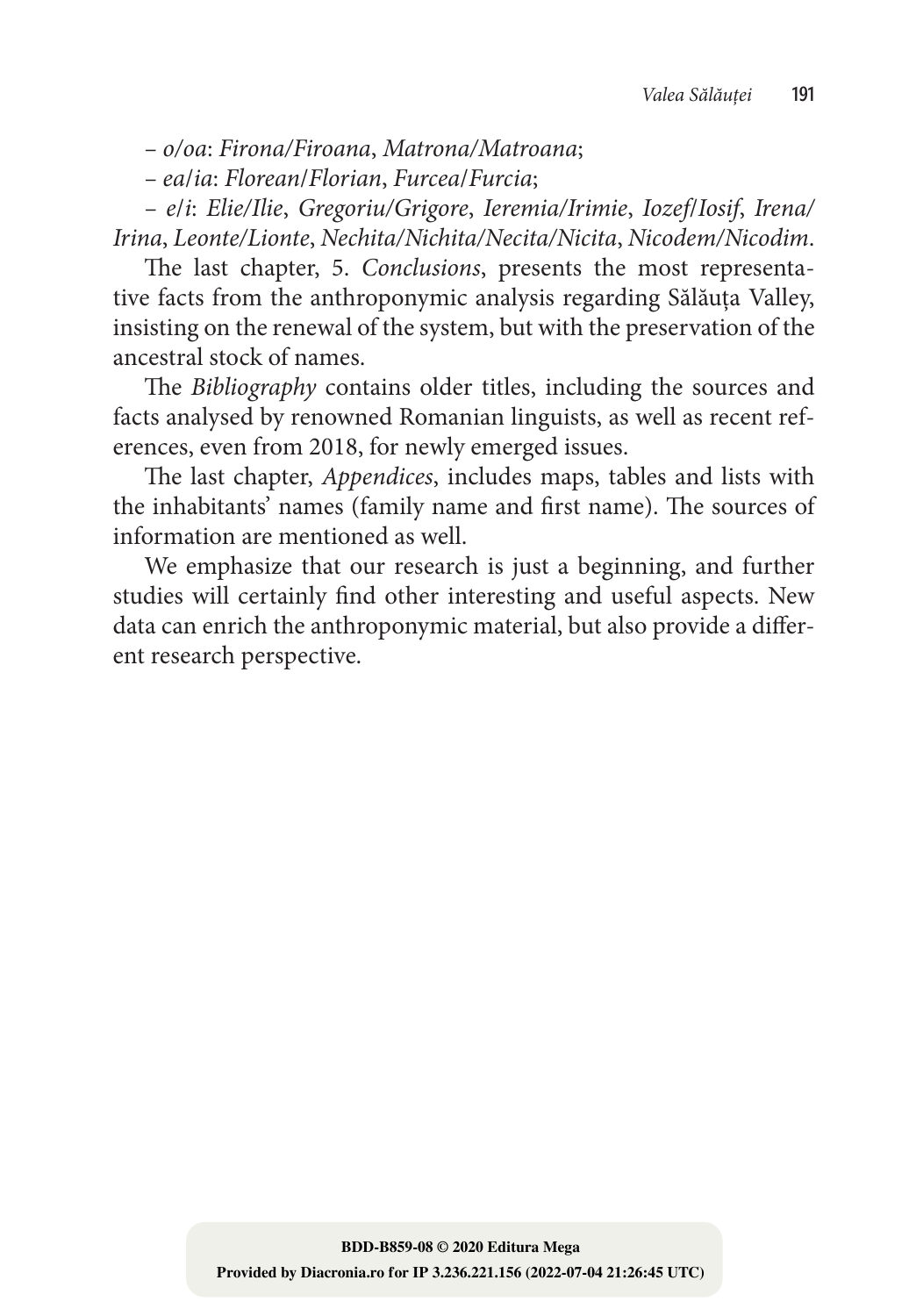– *o/oa*: *Firona/Firoana*, *Matrona/Matroana*;

– *ea/ia*: *Florean/Florian*, *Furcea/Furcia*;

– *e/i*: *Elie/Ilie*, *Gregoriu/Grigore*, *Ieremia/Irimie*, *Iozef/Iosif*, *Irena/Irina*, *Leonte/Lionte*, *Nechita/Nichita/Necita/Nicita*, *Nicodem/Nicodim*.

The last chapter, 5. *Conclusions*, presents the most representative facts from the anthroponymic analysis regarding Sălăuța Valley, insisting on the renewal of the system, but with the preservation of the ancestral stock of names.

The *Bibliography* contains older titles, including the sources and facts analysed by renowned Romanian linguists, as well as recent references, even from 2018, for newly emerged issues.

The last chapter, *Appendices*, includes maps, tables and lists with the inhabitants' names (family name and first name). The sources of information are mentioned as well.

We emphasize that our research is just a beginning, and further studies will certainly find other interesting and useful aspects. New data can enrich the anthroponymic material, but also provide a different research perspective.